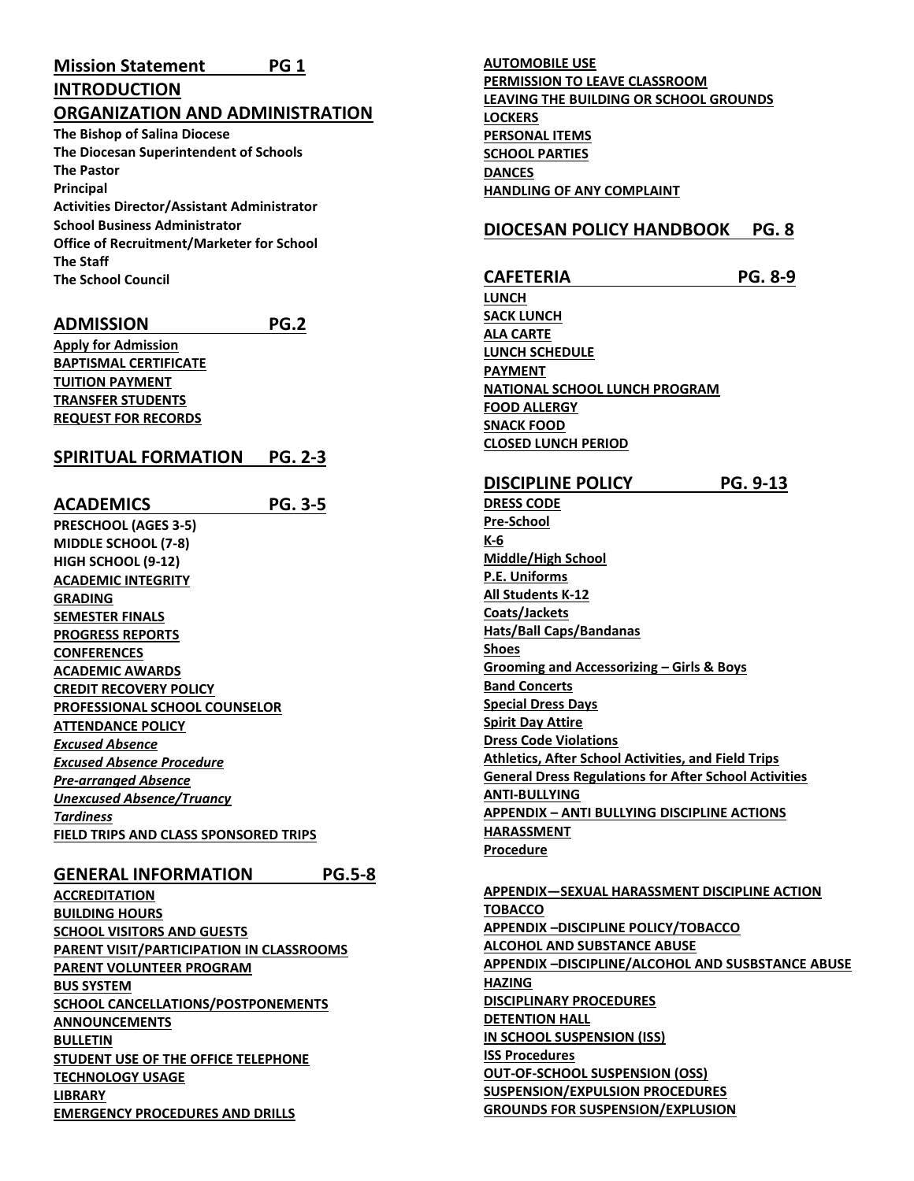## Mission Statement PG 1

## INTRODUCTION

## ORGANIZATION AND ADMINISTRATION

**The Bishop of Salina Diocese**
**The Diocesan Superintendent of Schools**
**The Pastor**
**Principal**
**Activities Director/Assistant Administrator**
**School Business Administrator**
**Office of Recruitment/Marketer for School**
**The Staff**
**The School Council**

## ADMISSION PG.2

**Apply for Admission**
**BAPTISMAL CERTIFICATE**
**TUITION PAYMENT**
**TRANSFER STUDENTS**
**REQUEST FOR RECORDS**

## SPIRITUAL FORMATION PG. 2-3

## ACADEMICS PG. 3-5

**PRESCHOOL (AGES 3-5)**
**MIDDLE SCHOOL (7-8)**
**HIGH SCHOOL (9-12)**
**ACADEMIC INTEGRITY**
**GRADING**
**SEMESTER FINALS**
**PROGRESS REPORTS**
**CONFERENCES**
**ACADEMIC AWARDS**
**CREDIT RECOVERY POLICY**
**PROFESSIONAL SCHOOL COUNSELOR**
**ATTENDANCE POLICY**
***Excused Absence***
***Excused Absence Procedure***
***Pre-arranged Absence***
***Unexcused Absence/Truancy***
***Tardiness***
**FIELD TRIPS AND CLASS SPONSORED TRIPS**

## GENERAL INFORMATION PG.5-8

**ACCREDITATION**
**BUILDING HOURS**
**SCHOOL VISITORS AND GUESTS**
**PARENT VISIT/PARTICIPATION IN CLASSROOMS**
**PARENT VOLUNTEER PROGRAM**
**BUS SYSTEM**
**SCHOOL CANCELLATIONS/POSTPONEMENTS**
**ANNOUNCEMENTS**
**BULLETIN**
**STUDENT USE OF THE OFFICE TELEPHONE**
**TECHNOLOGY USAGE**
**LIBRARY**
**EMERGENCY PROCEDURES AND DRILLS**
**AUTOMOBILE USE**
**PERMISSION TO LEAVE CLASSROOM**
**LEAVING THE BUILDING OR SCHOOL GROUNDS**
**LOCKERS**
**PERSONAL ITEMS**
**SCHOOL PARTIES**
**DANCES**
**HANDLING OF ANY COMPLAINT**

## DIOCESAN POLICY HANDBOOK PG. 8

## CAFETERIA PG. 8-9

**LUNCH**
**SACK LUNCH**
**ALA CARTE**
**LUNCH SCHEDULE**
**PAYMENT**
**NATIONAL SCHOOL LUNCH PROGRAM**
**FOOD ALLERGY**
**SNACK FOOD**
**CLOSED LUNCH PERIOD**

## DISCIPLINE POLICY PG. 9-13

**DRESS CODE**
**Pre-School**
**K-6**
**Middle/High School**
**P.E. Uniforms**
**All Students K-12**
**Coats/Jackets**
**Hats/Ball Caps/Bandanas**
**Shoes**
**Grooming and Accessorizing – Girls & Boys**
**Band Concerts**
**Special Dress Days**
**Spirit Day Attire**
**Dress Code Violations**
**Athletics, After School Activities, and Field Trips**
**General Dress Regulations for After School Activities**
**ANTI-BULLYING**
**APPENDIX – ANTI BULLYING DISCIPLINE ACTIONS**
**HARASSMENT**
**Procedure**

**APPENDIX—SEXUAL HARASSMENT DISCIPLINE ACTION**
**TOBACCO**
**APPENDIX –DISCIPLINE POLICY/TOBACCO**
**ALCOHOL AND SUBSTANCE ABUSE**
**APPENDIX –DISCIPLINE/ALCOHOL AND SUSBSTANCE ABUSE**
**HAZING**
**DISCIPLINARY PROCEDURES**
**DETENTION HALL**
**IN SCHOOL SUSPENSION (ISS)**
**ISS Procedures**
**OUT-OF-SCHOOL SUSPENSION (OSS)**
**SUSPENSION/EXPULSION PROCEDURES**
**GROUNDS FOR SUSPENSION/EXPLUSION**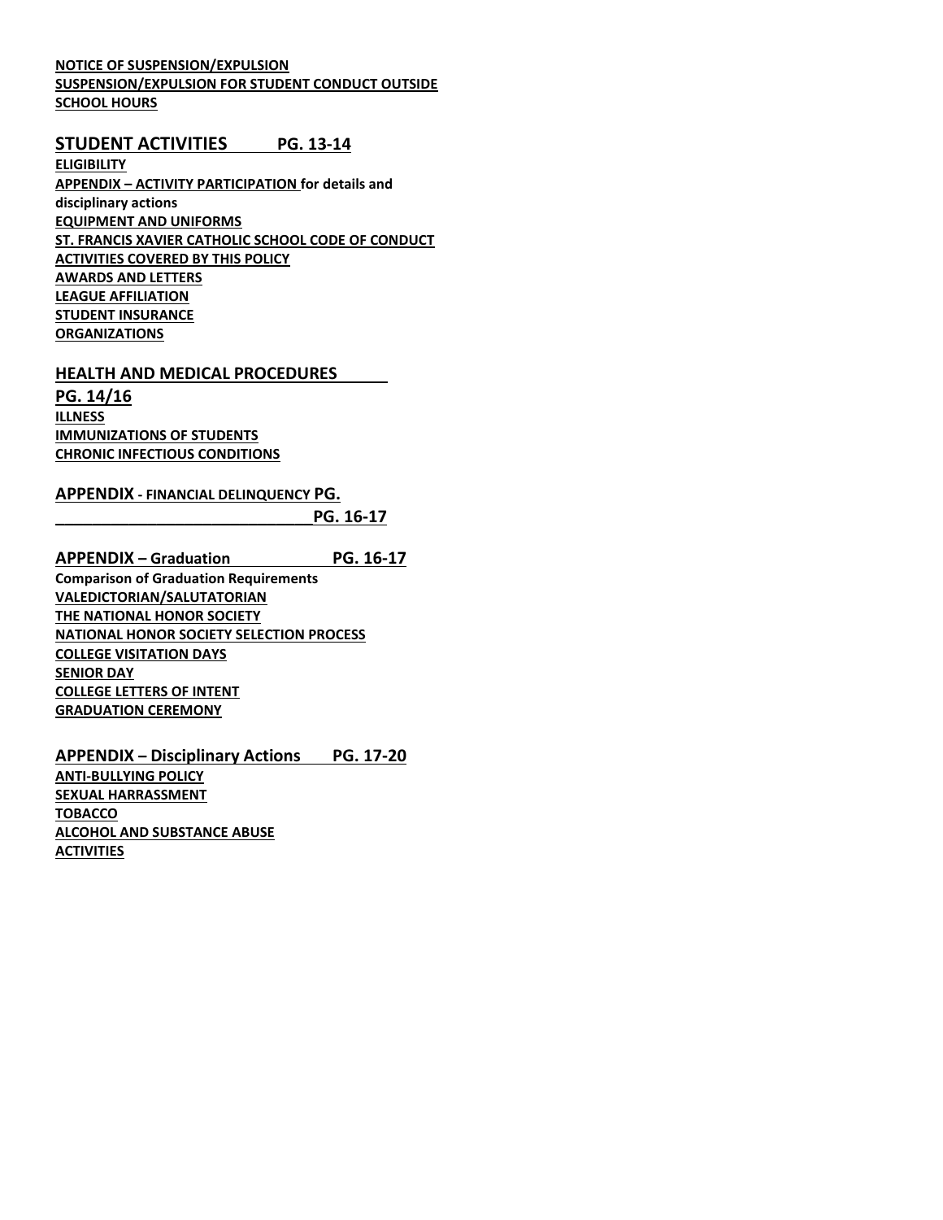**NOTICE OF SUSPENSION/EXPULSION**
**SUSPENSION/EXPULSION FOR STUDENT CONDUCT OUTSIDE SCHOOL HOURS**

## STUDENT ACTIVITIES PG. 13-14

**ELIGIBILITY**
**APPENDIX – ACTIVITY PARTICIPATION for details and disciplinary actions**
**EQUIPMENT AND UNIFORMS**
**ST. FRANCIS XAVIER CATHOLIC SCHOOL CODE OF CONDUCT**
**ACTIVITIES COVERED BY THIS POLICY**
**AWARDS AND LETTERS**
**LEAGUE AFFILIATION**
**STUDENT INSURANCE**
**ORGANIZATIONS**

## HEALTH AND MEDICAL PROCEDURES PG. 14/16

**ILLNESS**
**IMMUNIZATIONS OF STUDENTS**
**CHRONIC INFECTIOUS CONDITIONS**

## APPENDIX - FINANCIAL DELINQUENCY PG. ______________________________PG. 16-17

## APPENDIX – Graduation PG. 16-17

**Comparison of Graduation Requirements**
**VALEDICTORIAN/SALUTATORIAN**
**THE NATIONAL HONOR SOCIETY**
**NATIONAL HONOR SOCIETY SELECTION PROCESS**
**COLLEGE VISITATION DAYS**
**SENIOR DAY**
**COLLEGE LETTERS OF INTENT**
**GRADUATION CEREMONY**

## APPENDIX – Disciplinary Actions PG. 17-20

**ANTI-BULLYING POLICY**
**SEXUAL HARRASSMENT**
**TOBACCO**
**ALCOHOL AND SUBSTANCE ABUSE**
**ACTIVITIES**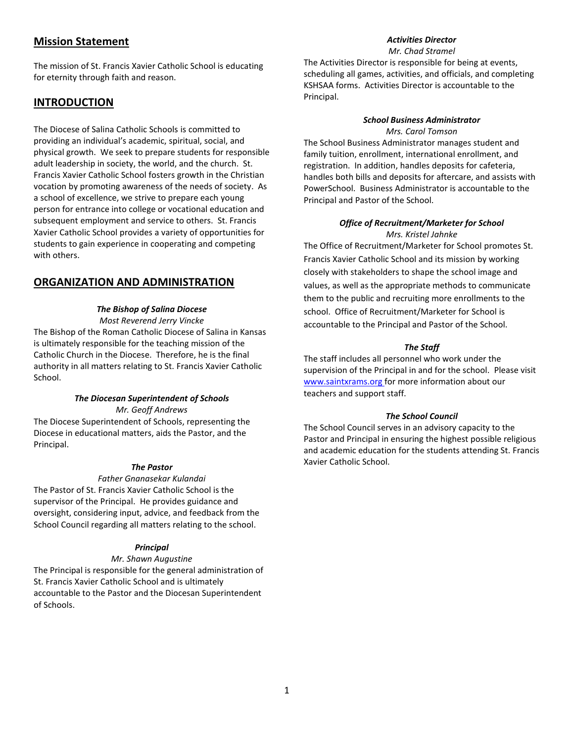## Mission Statement

The mission of St. Francis Xavier Catholic School is educating for eternity through faith and reason.

## INTRODUCTION

The Diocese of Salina Catholic Schools is committed to providing an individual's academic, spiritual, social, and physical growth. We seek to prepare students for responsible adult leadership in society, the world, and the church. St. Francis Xavier Catholic School fosters growth in the Christian vocation by promoting awareness of the needs of society. As a school of excellence, we strive to prepare each young person for entrance into college or vocational education and subsequent employment and service to others. St. Francis Xavier Catholic School provides a variety of opportunities for students to gain experience in cooperating and competing with others.

## ORGANIZATION AND ADMINISTRATION

***The Bishop of Salina Diocese***

*Most Reverend Jerry Vincke*

The Bishop of the Roman Catholic Diocese of Salina in Kansas is ultimately responsible for the teaching mission of the Catholic Church in the Diocese. Therefore, he is the final authority in all matters relating to St. Francis Xavier Catholic School.

***The Diocesan Superintendent of Schools***

*Mr. Geoff Andrews*

The Diocese Superintendent of Schools, representing the Diocese in educational matters, aids the Pastor, and the Principal.

***The Pastor***

*Father Gnanasekar Kulandai*

The Pastor of St. Francis Xavier Catholic School is the supervisor of the Principal. He provides guidance and oversight, considering input, advice, and feedback from the School Council regarding all matters relating to the school.

***Principal***

*Mr. Shawn Augustine*

The Principal is responsible for the general administration of St. Francis Xavier Catholic School and is ultimately accountable to the Pastor and the Diocesan Superintendent of Schools.

***Activities Director***

*Mr. Chad Stramel*

The Activities Director is responsible for being at events, scheduling all games, activities, and officials, and completing KSHSAA forms. Activities Director is accountable to the Principal.

***School Business Administrator***

*Mrs. Carol Tomson*

The School Business Administrator manages student and family tuition, enrollment, international enrollment, and registration. In addition, handles deposits for cafeteria, handles both bills and deposits for aftercare, and assists with PowerSchool. Business Administrator is accountable to the Principal and Pastor of the School.

***Office of Recruitment/Marketer for School***

*Mrs. Kristel Jahnke*

The Office of Recruitment/Marketer for School promotes St. Francis Xavier Catholic School and its mission by working closely with stakeholders to shape the school image and values, as well as the appropriate methods to communicate them to the public and recruiting more enrollments to the school. Office of Recruitment/Marketer for School is accountable to the Principal and Pastor of the School.

***The Staff***

The staff includes all personnel who work under the supervision of the Principal in and for the school. Please visit www.saintxrams.org for more information about our teachers and support staff.

***The School Council***

The School Council serves in an advisory capacity to the Pastor and Principal in ensuring the highest possible religious and academic education for the students attending St. Francis Xavier Catholic School.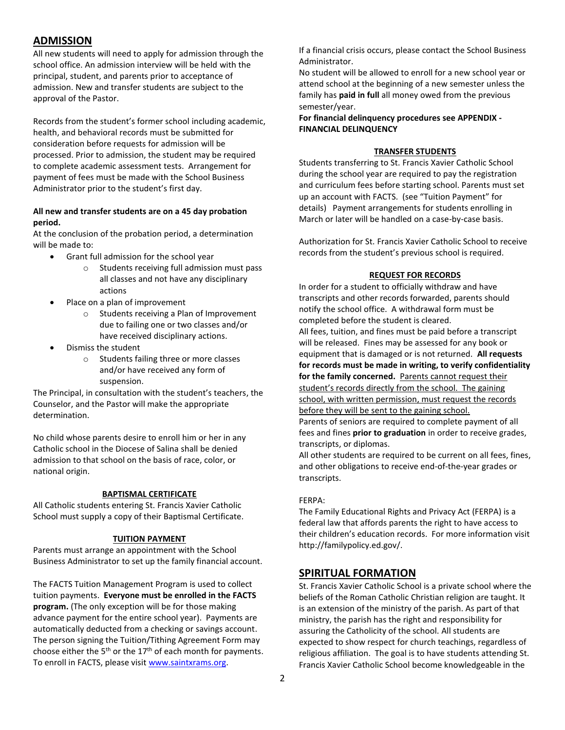## ADMISSION

All new students will need to apply for admission through the school office. An admission interview will be held with the principal, student, and parents prior to acceptance of admission. New and transfer students are subject to the approval of the Pastor.

Records from the student's former school including academic, health, and behavioral records must be submitted for consideration before requests for admission will be processed. Prior to admission, the student may be required to complete academic assessment tests. Arrangement for payment of fees must be made with the School Business Administrator prior to the student's first day.

**All new and transfer students are on a 45 day probation period.**

At the conclusion of the probation period, a determination will be made to:

- Grant full admission for the school year
  - Students receiving full admission must pass all classes and not have any disciplinary actions
- Place on a plan of improvement
  - Students receiving a Plan of Improvement due to failing one or two classes and/or have received disciplinary actions.
- Dismiss the student
  - Students failing three or more classes and/or have received any form of suspension.

The Principal, in consultation with the student's teachers, the Counselor, and the Pastor will make the appropriate determination.

No child whose parents desire to enroll him or her in any Catholic school in the Diocese of Salina shall be denied admission to that school on the basis of race, color, or national origin.

### BAPTISMAL CERTIFICATE

All Catholic students entering St. Francis Xavier Catholic School must supply a copy of their Baptismal Certificate.

### TUITION PAYMENT

Parents must arrange an appointment with the School Business Administrator to set up the family financial account.

The FACTS Tuition Management Program is used to collect tuition payments. **Everyone must be enrolled in the FACTS program.** (The only exception will be for those making advance payment for the entire school year). Payments are automatically deducted from a checking or savings account. The person signing the Tuition/Tithing Agreement Form may choose either the 5th or the 17th of each month for payments. To enroll in FACTS, please visit www.saintxrams.org.

If a financial crisis occurs, please contact the School Business Administrator.

No student will be allowed to enroll for a new school year or attend school at the beginning of a new semester unless the family has **paid in full** all money owed from the previous semester/year.

**For financial delinquency procedures see APPENDIX - FINANCIAL DELINQUENCY**

### TRANSFER STUDENTS

Students transferring to St. Francis Xavier Catholic School during the school year are required to pay the registration and curriculum fees before starting school. Parents must set up an account with FACTS. (see "Tuition Payment" for details) Payment arrangements for students enrolling in March or later will be handled on a case-by-case basis.

Authorization for St. Francis Xavier Catholic School to receive records from the student's previous school is required.

### REQUEST FOR RECORDS

In order for a student to officially withdraw and have transcripts and other records forwarded, parents should notify the school office. A withdrawal form must be completed before the student is cleared.

All fees, tuition, and fines must be paid before a transcript will be released. Fines may be assessed for any book or equipment that is damaged or is not returned. **All requests for records must be made in writing, to verify confidentiality for the family concerned.** Parents cannot request their student's records directly from the school. The gaining school, with written permission, must request the records before they will be sent to the gaining school.

Parents of seniors are required to complete payment of all fees and fines **prior to graduation** in order to receive grades, transcripts, or diplomas.

All other students are required to be current on all fees, fines, and other obligations to receive end-of-the-year grades or transcripts.

FERPA:

The Family Educational Rights and Privacy Act (FERPA) is a federal law that affords parents the right to have access to their children's education records. For more information visit http://familypolicy.ed.gov/.

## SPIRITUAL FORMATION

St. Francis Xavier Catholic School is a private school where the beliefs of the Roman Catholic Christian religion are taught. It is an extension of the ministry of the parish. As part of that ministry, the parish has the right and responsibility for assuring the Catholicity of the school. All students are expected to show respect for church teachings, regardless of religious affiliation. The goal is to have students attending St. Francis Xavier Catholic School become knowledgeable in the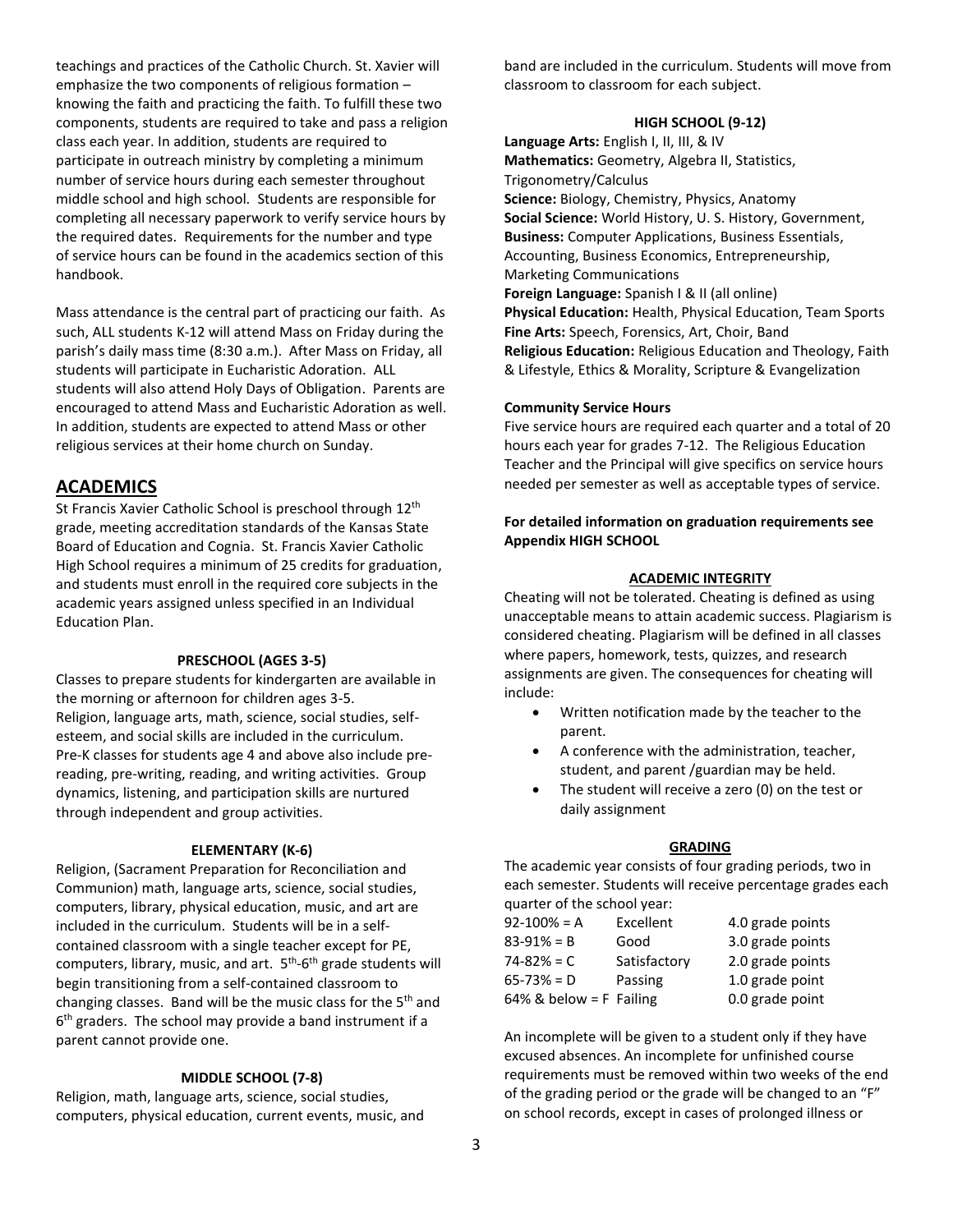teachings and practices of the Catholic Church. St. Xavier will emphasize the two components of religious formation – knowing the faith and practicing the faith. To fulfill these two components, students are required to take and pass a religion class each year. In addition, students are required to participate in outreach ministry by completing a minimum number of service hours during each semester throughout middle school and high school. Students are responsible for completing all necessary paperwork to verify service hours by the required dates. Requirements for the number and type of service hours can be found in the academics section of this handbook.

Mass attendance is the central part of practicing our faith. As such, ALL students K-12 will attend Mass on Friday during the parish's daily mass time (8:30 a.m.). After Mass on Friday, all students will participate in Eucharistic Adoration. ALL students will also attend Holy Days of Obligation. Parents are encouraged to attend Mass and Eucharistic Adoration as well. In addition, students are expected to attend Mass or other religious services at their home church on Sunday.

## ACADEMICS

St Francis Xavier Catholic School is preschool through 12th grade, meeting accreditation standards of the Kansas State Board of Education and Cognia. St. Francis Xavier Catholic High School requires a minimum of 25 credits for graduation, and students must enroll in the required core subjects in the academic years assigned unless specified in an Individual Education Plan.

### PRESCHOOL (AGES 3-5)

Classes to prepare students for kindergarten are available in the morning or afternoon for children ages 3-5. Religion, language arts, math, science, social studies, self-esteem, and social skills are included in the curriculum. Pre-K classes for students age 4 and above also include pre-reading, pre-writing, reading, and writing activities. Group dynamics, listening, and participation skills are nurtured through independent and group activities.

### ELEMENTARY (K-6)

Religion, (Sacrament Preparation for Reconciliation and Communion) math, language arts, science, social studies, computers, library, physical education, music, and art are included in the curriculum. Students will be in a self-contained classroom with a single teacher except for PE, computers, library, music, and art. 5th-6th grade students will begin transitioning from a self-contained classroom to changing classes. Band will be the music class for the 5th and 6th graders. The school may provide a band instrument if a parent cannot provide one.

### MIDDLE SCHOOL (7-8)

Religion, math, language arts, science, social studies, computers, physical education, current events, music, and band are included in the curriculum. Students will move from classroom to classroom for each subject.

### HIGH SCHOOL (9-12)

**Language Arts:** English I, II, III, & IV
**Mathematics:** Geometry, Algebra II, Statistics, Trigonometry/Calculus
**Science:** Biology, Chemistry, Physics, Anatomy
**Social Science:** World History, U. S. History, Government,
**Business:** Computer Applications, Business Essentials, Accounting, Business Economics, Entrepreneurship, Marketing Communications
**Foreign Language:** Spanish I & II (all online)
**Physical Education:** Health, Physical Education, Team Sports
**Fine Arts:** Speech, Forensics, Art, Choir, Band
**Religious Education:** Religious Education and Theology, Faith & Lifestyle, Ethics & Morality, Scripture & Evangelization

**Community Service Hours**

Five service hours are required each quarter and a total of 20 hours each year for grades 7-12. The Religious Education Teacher and the Principal will give specifics on service hours needed per semester as well as acceptable types of service.

**For detailed information on graduation requirements see Appendix HIGH SCHOOL**

### ACADEMIC INTEGRITY

Cheating will not be tolerated. Cheating is defined as using unacceptable means to attain academic success. Plagiarism is considered cheating. Plagiarism will be defined in all classes where papers, homework, tests, quizzes, and research assignments are given. The consequences for cheating will include:

- Written notification made by the teacher to the parent.
- A conference with the administration, teacher, student, and parent /guardian may be held.
- The student will receive a zero (0) on the test or daily assignment

### GRADING

The academic year consists of four grading periods, two in each semester. Students will receive percentage grades each quarter of the school year:

| | | |
|---|---|---|
| 92-100% = A | Excellent | 4.0 grade points |
| 83-91% = B | Good | 3.0 grade points |
| 74-82% = C | Satisfactory | 2.0 grade points |
| 65-73% = D | Passing | 1.0 grade point |
| 64% & below = F | Failing | 0.0 grade point |

An incomplete will be given to a student only if they have excused absences. An incomplete for unfinished course requirements must be removed within two weeks of the end of the grading period or the grade will be changed to an "F" on school records, except in cases of prolonged illness or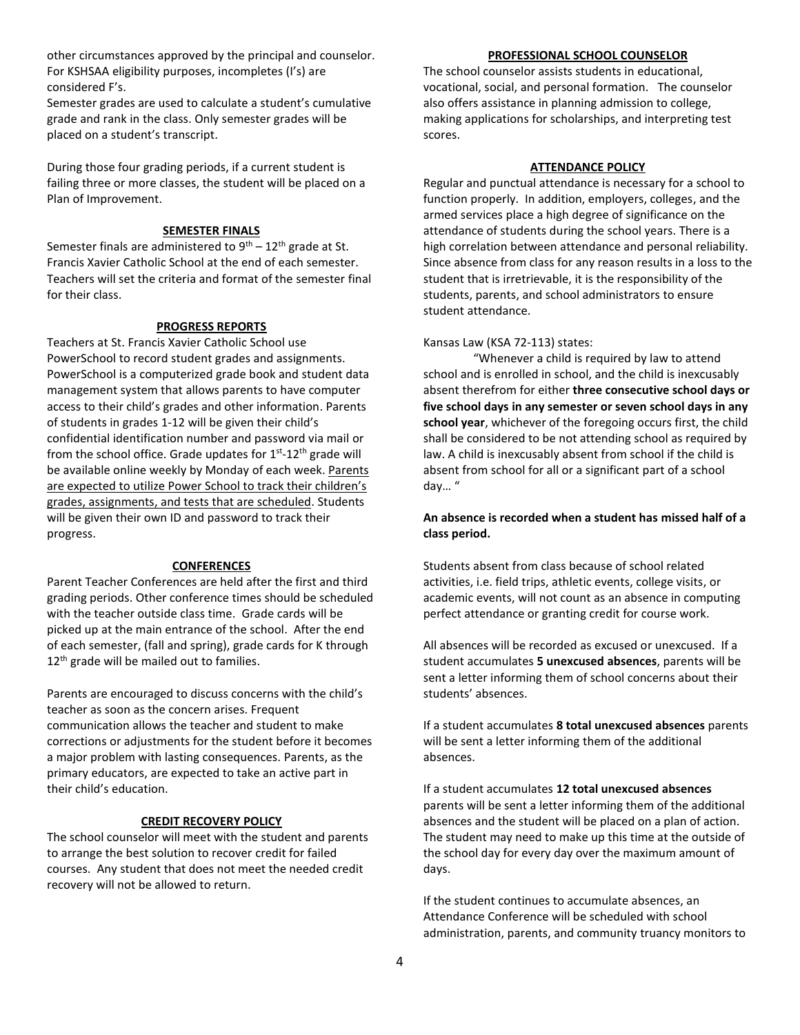other circumstances approved by the principal and counselor. For KSHSAA eligibility purposes, incompletes (I's) are considered F's.

Semester grades are used to calculate a student's cumulative grade and rank in the class. Only semester grades will be placed on a student's transcript.

During those four grading periods, if a current student is failing three or more classes, the student will be placed on a Plan of Improvement.

## SEMESTER FINALS

Semester finals are administered to 9th – 12th grade at St. Francis Xavier Catholic School at the end of each semester. Teachers will set the criteria and format of the semester final for their class.

## PROGRESS REPORTS

Teachers at St. Francis Xavier Catholic School use PowerSchool to record student grades and assignments. PowerSchool is a computerized grade book and student data management system that allows parents to have computer access to their child's grades and other information. Parents of students in grades 1-12 will be given their child's confidential identification number and password via mail or from the school office. Grade updates for 1st-12th grade will be available online weekly by Monday of each week. Parents are expected to utilize Power School to track their children's grades, assignments, and tests that are scheduled. Students will be given their own ID and password to track their progress.

## CONFERENCES

Parent Teacher Conferences are held after the first and third grading periods. Other conference times should be scheduled with the teacher outside class time. Grade cards will be picked up at the main entrance of the school. After the end of each semester, (fall and spring), grade cards for K through 12th grade will be mailed out to families.

Parents are encouraged to discuss concerns with the child's teacher as soon as the concern arises. Frequent communication allows the teacher and student to make corrections or adjustments for the student before it becomes a major problem with lasting consequences. Parents, as the primary educators, are expected to take an active part in their child's education.

## CREDIT RECOVERY POLICY

The school counselor will meet with the student and parents to arrange the best solution to recover credit for failed courses. Any student that does not meet the needed credit recovery will not be allowed to return.

## PROFESSIONAL SCHOOL COUNSELOR

The school counselor assists students in educational, vocational, social, and personal formation. The counselor also offers assistance in planning admission to college, making applications for scholarships, and interpreting test scores.

## ATTENDANCE POLICY

Regular and punctual attendance is necessary for a school to function properly. In addition, employers, colleges, and the armed services place a high degree of significance on the attendance of students during the school years. There is a high correlation between attendance and personal reliability. Since absence from class for any reason results in a loss to the student that is irretrievable, it is the responsibility of the students, parents, and school administrators to ensure student attendance.

Kansas Law (KSA 72-113) states:

"Whenever a child is required by law to attend school and is enrolled in school, and the child is inexcusably absent therefrom for either **three consecutive school days or five school days in any semester or seven school days in any school year**, whichever of the foregoing occurs first, the child shall be considered to be not attending school as required by law. A child is inexcusably absent from school if the child is absent from school for all or a significant part of a school day… "

**An absence is recorded when a student has missed half of a class period.**

Students absent from class because of school related activities, i.e. field trips, athletic events, college visits, or academic events, will not count as an absence in computing perfect attendance or granting credit for course work.

All absences will be recorded as excused or unexcused. If a student accumulates **5 unexcused absences**, parents will be sent a letter informing them of school concerns about their students' absences.

If a student accumulates **8 total unexcused absences** parents will be sent a letter informing them of the additional absences.

If a student accumulates **12 total unexcused absences** parents will be sent a letter informing them of the additional absences and the student will be placed on a plan of action. The student may need to make up this time at the outside of the school day for every day over the maximum amount of days.

If the student continues to accumulate absences, an Attendance Conference will be scheduled with school administration, parents, and community truancy monitors to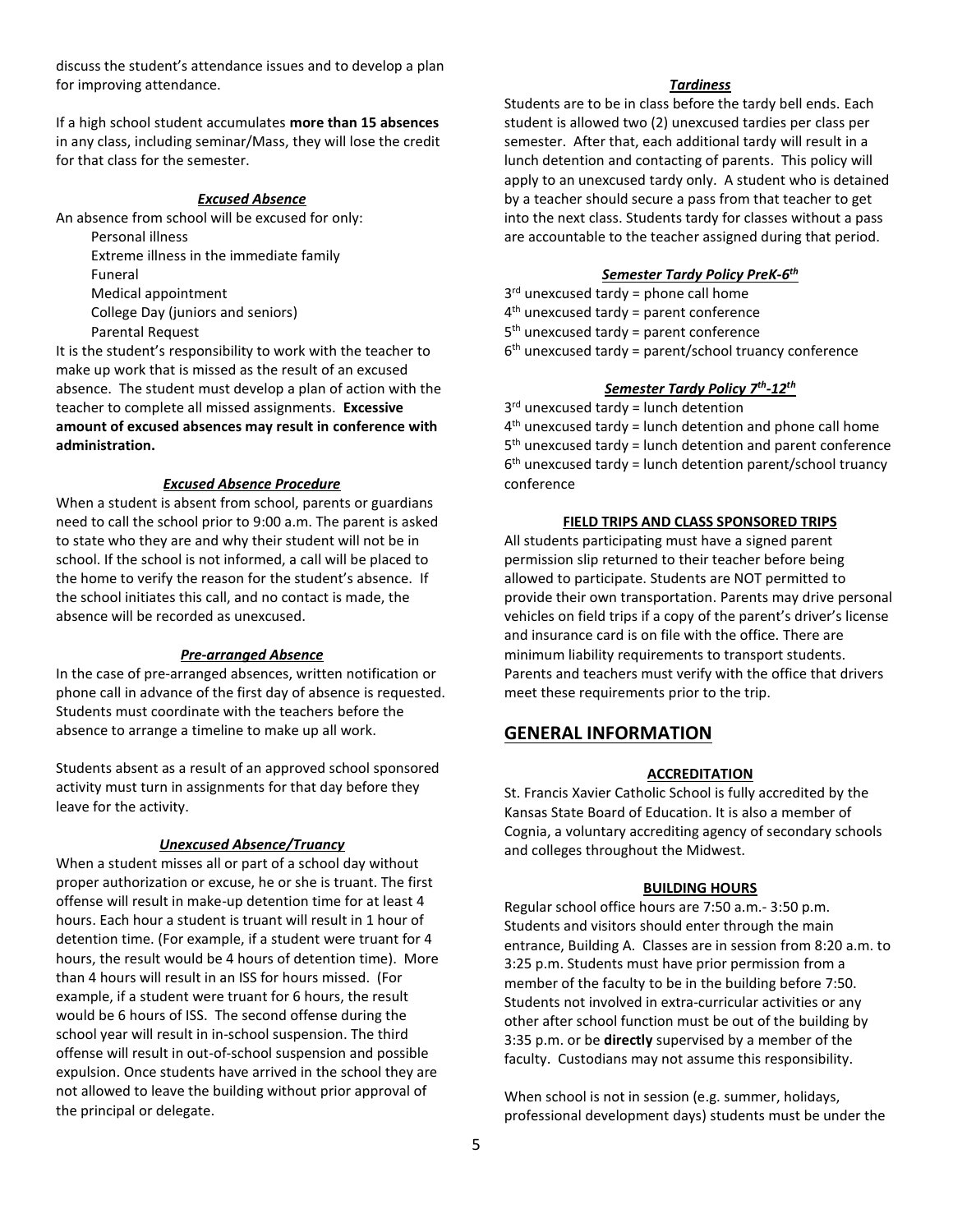discuss the student's attendance issues and to develop a plan for improving attendance.

If a high school student accumulates **more than 15 absences** in any class, including seminar/Mass, they will lose the credit for that class for the semester.

### ***Excused Absence***

An absence from school will be excused for only:

- Personal illness
- Extreme illness in the immediate family
- Funeral
- Medical appointment
- College Day (juniors and seniors)
- Parental Request

It is the student's responsibility to work with the teacher to make up work that is missed as the result of an excused absence. The student must develop a plan of action with the teacher to complete all missed assignments. **Excessive amount of excused absences may result in conference with administration.**

### ***Excused Absence Procedure***

When a student is absent from school, parents or guardians need to call the school prior to 9:00 a.m. The parent is asked to state who they are and why their student will not be in school. If the school is not informed, a call will be placed to the home to verify the reason for the student's absence. If the school initiates this call, and no contact is made, the absence will be recorded as unexcused.

### ***Pre-arranged Absence***

In the case of pre-arranged absences, written notification or phone call in advance of the first day of absence is requested. Students must coordinate with the teachers before the absence to arrange a timeline to make up all work.

Students absent as a result of an approved school sponsored activity must turn in assignments for that day before they leave for the activity.

### ***Unexcused Absence/Truancy***

When a student misses all or part of a school day without proper authorization or excuse, he or she is truant. The first offense will result in make-up detention time for at least 4 hours. Each hour a student is truant will result in 1 hour of detention time. (For example, if a student were truant for 4 hours, the result would be 4 hours of detention time). More than 4 hours will result in an ISS for hours missed. (For example, if a student were truant for 6 hours, the result would be 6 hours of ISS. The second offense during the school year will result in in-school suspension. The third offense will result in out-of-school suspension and possible expulsion. Once students have arrived in the school they are not allowed to leave the building without prior approval of the principal or delegate.

### ***Tardiness***

Students are to be in class before the tardy bell ends. Each student is allowed two (2) unexcused tardies per class per semester. After that, each additional tardy will result in a lunch detention and contacting of parents. This policy will apply to an unexcused tardy only. A student who is detained by a teacher should secure a pass from that teacher to get into the next class. Students tardy for classes without a pass are accountable to the teacher assigned during that period.

### ***Semester Tardy Policy PreK-6th***

3rd unexcused tardy = phone call home
4th unexcused tardy = parent conference
5th unexcused tardy = parent conference
6th unexcused tardy = parent/school truancy conference

### ***Semester Tardy Policy 7th-12th***

3rd unexcused tardy = lunch detention
4th unexcused tardy = lunch detention and phone call home
5th unexcused tardy = lunch detention and parent conference
6th unexcused tardy = lunch detention parent/school truancy conference

### FIELD TRIPS AND CLASS SPONSORED TRIPS

All students participating must have a signed parent permission slip returned to their teacher before being allowed to participate. Students are NOT permitted to provide their own transportation. Parents may drive personal vehicles on field trips if a copy of the parent's driver's license and insurance card is on file with the office. There are minimum liability requirements to transport students. Parents and teachers must verify with the office that drivers meet these requirements prior to the trip.

## GENERAL INFORMATION

### ACCREDITATION

St. Francis Xavier Catholic School is fully accredited by the Kansas State Board of Education. It is also a member of Cognia, a voluntary accrediting agency of secondary schools and colleges throughout the Midwest.

### BUILDING HOURS

Regular school office hours are 7:50 a.m.- 3:50 p.m. Students and visitors should enter through the main entrance, Building A. Classes are in session from 8:20 a.m. to 3:25 p.m. Students must have prior permission from a member of the faculty to be in the building before 7:50. Students not involved in extra-curricular activities or any other after school function must be out of the building by 3:35 p.m. or be **directly** supervised by a member of the faculty. Custodians may not assume this responsibility.

When school is not in session (e.g. summer, holidays, professional development days) students must be under the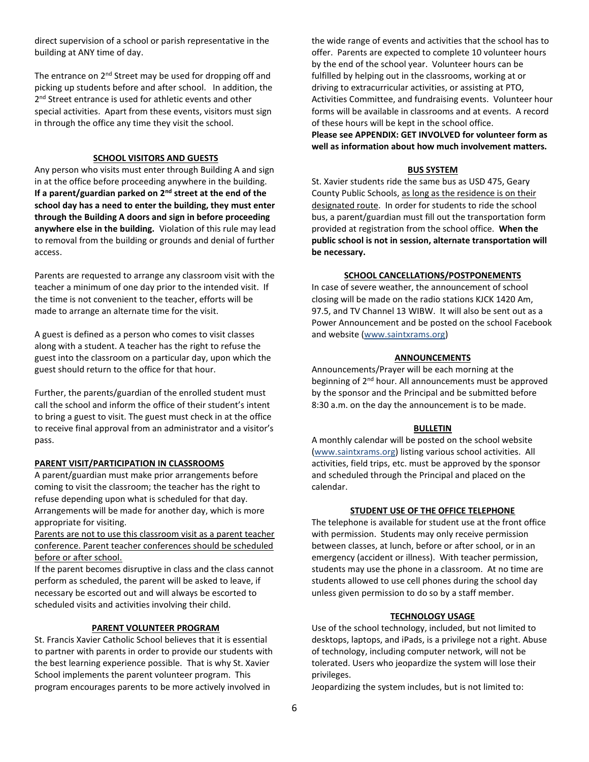direct supervision of a school or parish representative in the building at ANY time of day.

The entrance on 2nd Street may be used for dropping off and picking up students before and after school. In addition, the 2nd Street entrance is used for athletic events and other special activities. Apart from these events, visitors must sign in through the office any time they visit the school.

## SCHOOL VISITORS AND GUESTS

Any person who visits must enter through Building A and sign in at the office before proceeding anywhere in the building. **If a parent/guardian parked on 2nd street at the end of the school day has a need to enter the building, they must enter through the Building A doors and sign in before proceeding anywhere else in the building.** Violation of this rule may lead to removal from the building or grounds and denial of further access.

Parents are requested to arrange any classroom visit with the teacher a minimum of one day prior to the intended visit. If the time is not convenient to the teacher, efforts will be made to arrange an alternate time for the visit.

A guest is defined as a person who comes to visit classes along with a student. A teacher has the right to refuse the guest into the classroom on a particular day, upon which the guest should return to the office for that hour.

Further, the parents/guardian of the enrolled student must call the school and inform the office of their student's intent to bring a guest to visit. The guest must check in at the office to receive final approval from an administrator and a visitor's pass.

## PARENT VISIT/PARTICIPATION IN CLASSROOMS

A parent/guardian must make prior arrangements before coming to visit the classroom; the teacher has the right to refuse depending upon what is scheduled for that day. Arrangements will be made for another day, which is more appropriate for visiting.

Parents are not to use this classroom visit as a parent teacher conference. Parent teacher conferences should be scheduled before or after school.

If the parent becomes disruptive in class and the class cannot perform as scheduled, the parent will be asked to leave, if necessary be escorted out and will always be escorted to scheduled visits and activities involving their child.

## PARENT VOLUNTEER PROGRAM

St. Francis Xavier Catholic School believes that it is essential to partner with parents in order to provide our students with the best learning experience possible. That is why St. Xavier School implements the parent volunteer program. This program encourages parents to be more actively involved in the wide range of events and activities that the school has to offer. Parents are expected to complete 10 volunteer hours by the end of the school year. Volunteer hours can be fulfilled by helping out in the classrooms, working at or driving to extracurricular activities, or assisting at PTO, Activities Committee, and fundraising events. Volunteer hour forms will be available in classrooms and at events. A record of these hours will be kept in the school office.
**Please see APPENDIX: GET INVOLVED for volunteer form as well as information about how much involvement matters.**

## BUS SYSTEM

St. Xavier students ride the same bus as USD 475, Geary County Public Schools, as long as the residence is on their designated route. In order for students to ride the school bus, a parent/guardian must fill out the transportation form provided at registration from the school office. **When the public school is not in session, alternate transportation will be necessary.**

## SCHOOL CANCELLATIONS/POSTPONEMENTS

In case of severe weather, the announcement of school closing will be made on the radio stations KJCK 1420 Am, 97.5, and TV Channel 13 WIBW. It will also be sent out as a Power Announcement and be posted on the school Facebook and website (www.saintxrams.org)

## ANNOUNCEMENTS

Announcements/Prayer will be each morning at the beginning of 2nd hour. All announcements must be approved by the sponsor and the Principal and be submitted before 8:30 a.m. on the day the announcement is to be made.

## BULLETIN

A monthly calendar will be posted on the school website (www.saintxrams.org) listing various school activities. All activities, field trips, etc. must be approved by the sponsor and scheduled through the Principal and placed on the calendar.

## STUDENT USE OF THE OFFICE TELEPHONE

The telephone is available for student use at the front office with permission. Students may only receive permission between classes, at lunch, before or after school, or in an emergency (accident or illness). With teacher permission, students may use the phone in a classroom. At no time are students allowed to use cell phones during the school day unless given permission to do so by a staff member.

## TECHNOLOGY USAGE

Use of the school technology, included, but not limited to desktops, laptops, and iPads, is a privilege not a right. Abuse of technology, including computer network, will not be tolerated. Users who jeopardize the system will lose their privileges.

Jeopardizing the system includes, but is not limited to: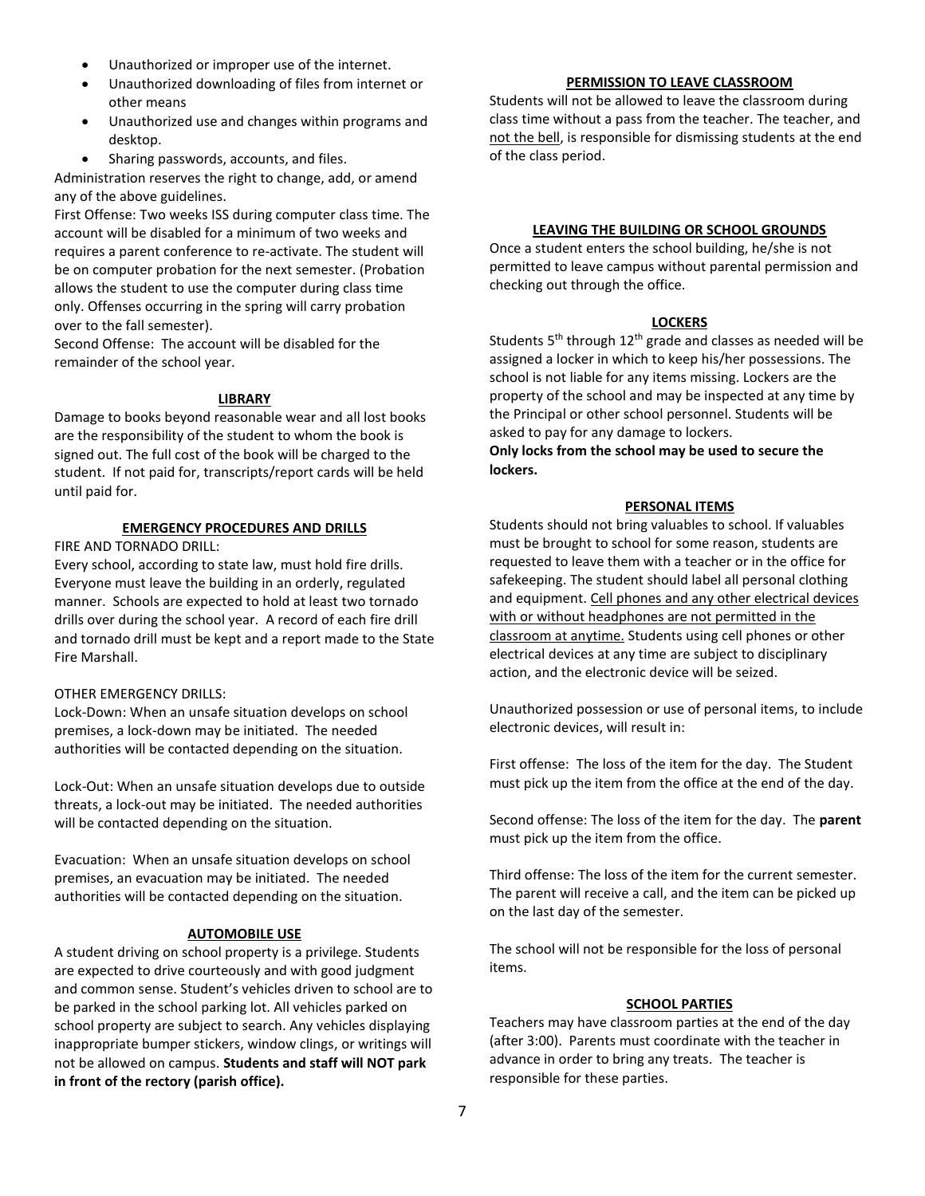- Unauthorized or improper use of the internet.
- Unauthorized downloading of files from internet or other means
- Unauthorized use and changes within programs and desktop.
- Sharing passwords, accounts, and files.

Administration reserves the right to change, add, or amend any of the above guidelines.

First Offense: Two weeks ISS during computer class time. The account will be disabled for a minimum of two weeks and requires a parent conference to re-activate. The student will be on computer probation for the next semester. (Probation allows the student to use the computer during class time only. Offenses occurring in the spring will carry probation over to the fall semester).

Second Offense: The account will be disabled for the remainder of the school year.

## LIBRARY

Damage to books beyond reasonable wear and all lost books are the responsibility of the student to whom the book is signed out. The full cost of the book will be charged to the student. If not paid for, transcripts/report cards will be held until paid for.

## EMERGENCY PROCEDURES AND DRILLS

FIRE AND TORNADO DRILL:

Every school, according to state law, must hold fire drills. Everyone must leave the building in an orderly, regulated manner. Schools are expected to hold at least two tornado drills over during the school year. A record of each fire drill and tornado drill must be kept and a report made to the State Fire Marshall.

OTHER EMERGENCY DRILLS:

Lock-Down: When an unsafe situation develops on school premises, a lock-down may be initiated. The needed authorities will be contacted depending on the situation.

Lock-Out: When an unsafe situation develops due to outside threats, a lock-out may be initiated. The needed authorities will be contacted depending on the situation.

Evacuation: When an unsafe situation develops on school premises, an evacuation may be initiated. The needed authorities will be contacted depending on the situation.

## AUTOMOBILE USE

A student driving on school property is a privilege. Students are expected to drive courteously and with good judgment and common sense. Student's vehicles driven to school are to be parked in the school parking lot. All vehicles parked on school property are subject to search. Any vehicles displaying inappropriate bumper stickers, window clings, or writings will not be allowed on campus. **Students and staff will NOT park in front of the rectory (parish office).**

## PERMISSION TO LEAVE CLASSROOM

Students will not be allowed to leave the classroom during class time without a pass from the teacher. The teacher, and not the bell, is responsible for dismissing students at the end of the class period.

## LEAVING THE BUILDING OR SCHOOL GROUNDS

Once a student enters the school building, he/she is not permitted to leave campus without parental permission and checking out through the office.

## LOCKERS

Students 5th through 12th grade and classes as needed will be assigned a locker in which to keep his/her possessions. The school is not liable for any items missing. Lockers are the property of the school and may be inspected at any time by the Principal or other school personnel. Students will be asked to pay for any damage to lockers.

**Only locks from the school may be used to secure the lockers.**

## PERSONAL ITEMS

Students should not bring valuables to school. If valuables must be brought to school for some reason, students are requested to leave them with a teacher or in the office for safekeeping. The student should label all personal clothing and equipment. Cell phones and any other electrical devices with or without headphones are not permitted in the classroom at anytime. Students using cell phones or other electrical devices at any time are subject to disciplinary action, and the electronic device will be seized.

Unauthorized possession or use of personal items, to include electronic devices, will result in:

First offense: The loss of the item for the day. The Student must pick up the item from the office at the end of the day.

Second offense: The loss of the item for the day. The **parent** must pick up the item from the office.

Third offense: The loss of the item for the current semester. The parent will receive a call, and the item can be picked up on the last day of the semester.

The school will not be responsible for the loss of personal items.

## SCHOOL PARTIES

Teachers may have classroom parties at the end of the day (after 3:00). Parents must coordinate with the teacher in advance in order to bring any treats. The teacher is responsible for these parties.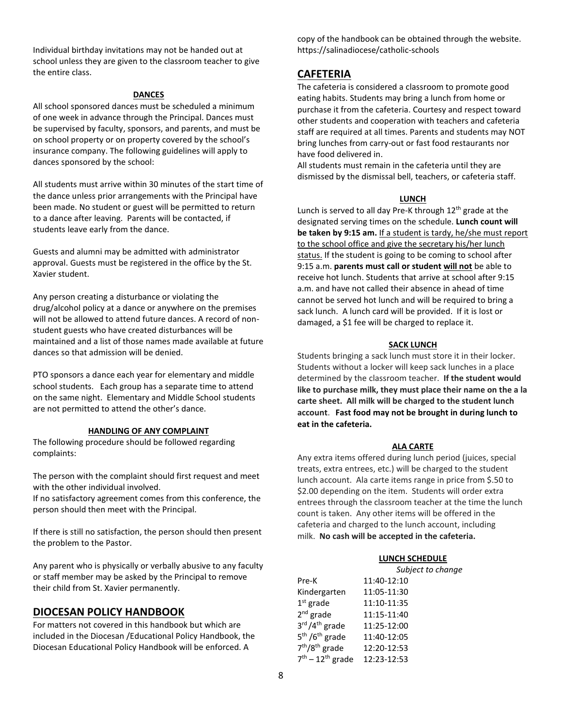Individual birthday invitations may not be handed out at school unless they are given to the classroom teacher to give the entire class.

### DANCES

All school sponsored dances must be scheduled a minimum of one week in advance through the Principal. Dances must be supervised by faculty, sponsors, and parents, and must be on school property or on property covered by the school's insurance company. The following guidelines will apply to dances sponsored by the school:

All students must arrive within 30 minutes of the start time of the dance unless prior arrangements with the Principal have been made. No student or guest will be permitted to return to a dance after leaving. Parents will be contacted, if students leave early from the dance.

Guests and alumni may be admitted with administrator approval. Guests must be registered in the office by the St. Xavier student.

Any person creating a disturbance or violating the drug/alcohol policy at a dance or anywhere on the premises will not be allowed to attend future dances. A record of non-student guests who have created disturbances will be maintained and a list of those names made available at future dances so that admission will be denied.

PTO sponsors a dance each year for elementary and middle school students. Each group has a separate time to attend on the same night. Elementary and Middle School students are not permitted to attend the other's dance.

### HANDLING OF ANY COMPLAINT

The following procedure should be followed regarding complaints:

The person with the complaint should first request and meet with the other individual involved.
If no satisfactory agreement comes from this conference, the person should then meet with the Principal.

If there is still no satisfaction, the person should then present the problem to the Pastor.

Any parent who is physically or verbally abusive to any faculty or staff member may be asked by the Principal to remove their child from St. Xavier permanently.

## DIOCESAN POLICY HANDBOOK

For matters not covered in this handbook but which are included in the Diocesan /Educational Policy Handbook, the Diocesan Educational Policy Handbook will be enforced. A copy of the handbook can be obtained through the website. https://salinadiocese/catholic-schools

## CAFETERIA

The cafeteria is considered a classroom to promote good eating habits. Students may bring a lunch from home or purchase it from the cafeteria. Courtesy and respect toward other students and cooperation with teachers and cafeteria staff are required at all times. Parents and students may NOT bring lunches from carry-out or fast food restaurants nor have food delivered in.
All students must remain in the cafeteria until they are dismissed by the dismissal bell, teachers, or cafeteria staff.

### LUNCH

Lunch is served to all day Pre-K through 12th grade at the designated serving times on the schedule. **Lunch count will be taken by 9:15 am.** If a student is tardy, he/she must report to the school office and give the secretary his/her lunch status. If the student is going to be coming to school after 9:15 a.m. **parents must call or student will not** be able to receive hot lunch. Students that arrive at school after 9:15 a.m. and have not called their absence in ahead of time cannot be served hot lunch and will be required to bring a sack lunch. A lunch card will be provided. If it is lost or damaged, a $1 fee will be charged to replace it.

### SACK LUNCH

Students bringing a sack lunch must store it in their locker. Students without a locker will keep sack lunches in a place determined by the classroom teacher. **If the student would like to purchase milk, they must place their name on the a la carte sheet. All milk will be charged to the student lunch account**. **Fast food may not be brought in during lunch to eat in the cafeteria.**

### ALA CARTE

Any extra items offered during lunch period (juices, special treats, extra entrees, etc.) will be charged to the student lunch account. Ala carte items range in price from $.50 to $2.00 depending on the item. Students will order extra entrees through the classroom teacher at the time the lunch count is taken. Any other items will be offered in the cafeteria and charged to the lunch account, including milk. **No cash will be accepted in the cafeteria.**

### LUNCH SCHEDULE

*Subject to change*

| | |
|---|---|
| Pre-K | 11:40-12:10 |
| Kindergarten | 11:05-11:30 |
| 1st grade | 11:10-11:35 |
| 2nd grade | 11:15-11:40 |
| 3rd /4th grade | 11:25-12:00 |
| 5th /6th grade | 11:40-12:05 |
| 7th/8th grade | 12:20-12:53 |
| 7th – 12th grade | 12:23-12:53 |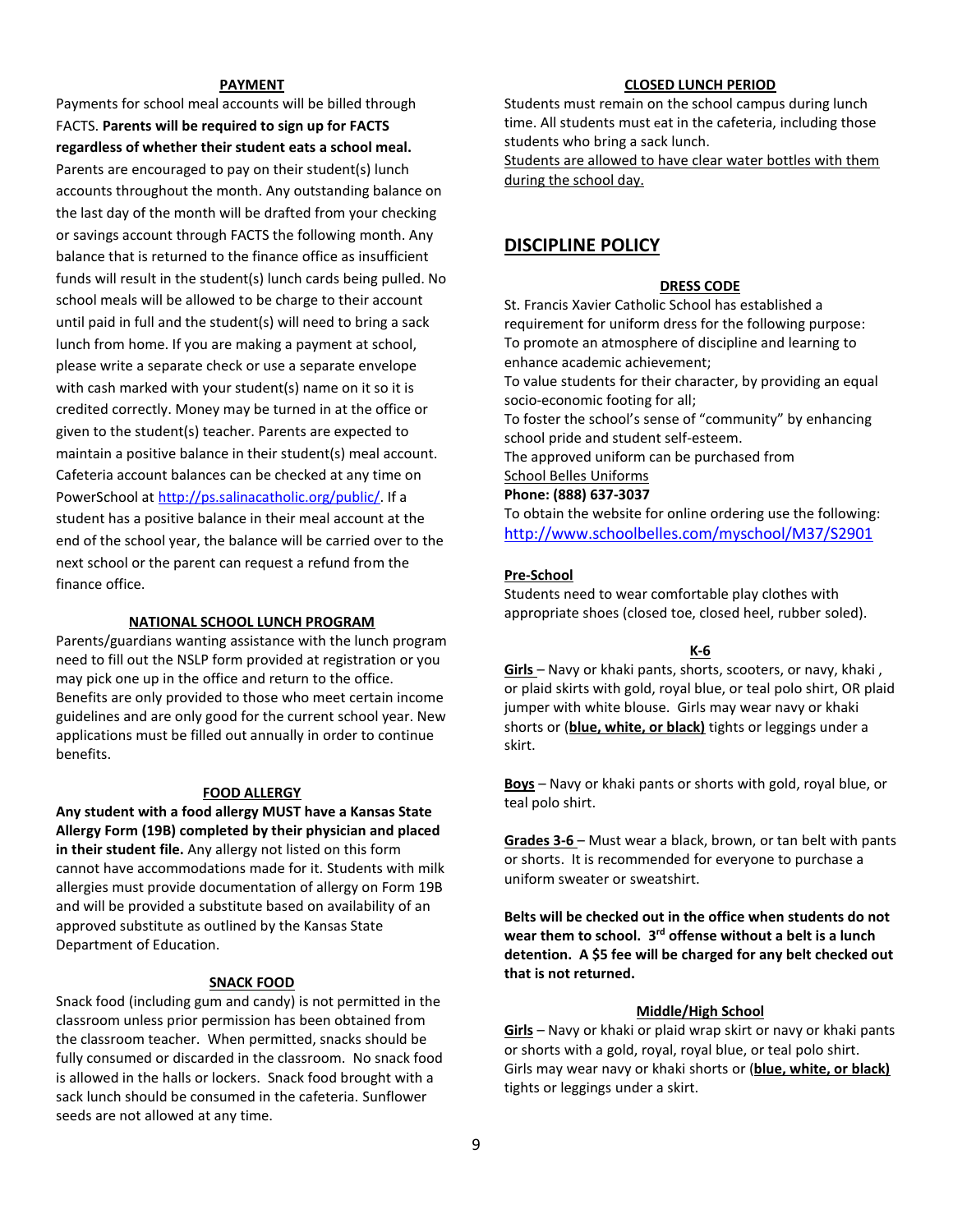### PAYMENT

Payments for school meal accounts will be billed through FACTS. **Parents will be required to sign up for FACTS regardless of whether their student eats a school meal.** Parents are encouraged to pay on their student(s) lunch accounts throughout the month. Any outstanding balance on the last day of the month will be drafted from your checking or savings account through FACTS the following month. Any balance that is returned to the finance office as insufficient funds will result in the student(s) lunch cards being pulled. No school meals will be allowed to be charge to their account until paid in full and the student(s) will need to bring a sack lunch from home. If you are making a payment at school, please write a separate check or use a separate envelope with cash marked with your student(s) name on it so it is credited correctly. Money may be turned in at the office or given to the student(s) teacher. Parents are expected to maintain a positive balance in their student(s) meal account. Cafeteria account balances can be checked at any time on PowerSchool at http://ps.salinacatholic.org/public/. If a student has a positive balance in their meal account at the end of the school year, the balance will be carried over to the next school or the parent can request a refund from the finance office.

### NATIONAL SCHOOL LUNCH PROGRAM

Parents/guardians wanting assistance with the lunch program need to fill out the NSLP form provided at registration or you may pick one up in the office and return to the office. Benefits are only provided to those who meet certain income guidelines and are only good for the current school year. New applications must be filled out annually in order to continue benefits.

### FOOD ALLERGY

**Any student with a food allergy MUST have a Kansas State Allergy Form (19B) completed by their physician and placed in their student file.** Any allergy not listed on this form cannot have accommodations made for it. Students with milk allergies must provide documentation of allergy on Form 19B and will be provided a substitute based on availability of an approved substitute as outlined by the Kansas State Department of Education.

### SNACK FOOD

Snack food (including gum and candy) is not permitted in the classroom unless prior permission has been obtained from the classroom teacher. When permitted, snacks should be fully consumed or discarded in the classroom. No snack food is allowed in the halls or lockers. Snack food brought with a sack lunch should be consumed in the cafeteria. Sunflower seeds are not allowed at any time.

### CLOSED LUNCH PERIOD

Students must remain on the school campus during lunch time. All students must eat in the cafeteria, including those students who bring a sack lunch.
Students are allowed to have clear water bottles with them during the school day.

## DISCIPLINE POLICY

### DRESS CODE

St. Francis Xavier Catholic School has established a requirement for uniform dress for the following purpose:
To promote an atmosphere of discipline and learning to enhance academic achievement;
To value students for their character, by providing an equal socio-economic footing for all;
To foster the school's sense of "community" by enhancing school pride and student self-esteem.
The approved uniform can be purchased from
School Belles Uniforms
**Phone: (888) 637-3037**
To obtain the website for online ordering use the following:
http://www.schoolbelles.com/myschool/M37/S2901

**Pre-School**
Students need to wear comfortable play clothes with appropriate shoes (closed toe, closed heel, rubber soled).

**K-6**

**Girls** – Navy or khaki pants, shorts, scooters, or navy, khaki , or plaid skirts with gold, royal blue, or teal polo shirt, OR plaid jumper with white blouse. Girls may wear navy or khaki shorts or (**blue, white, or black)** tights or leggings under a skirt.

**Boys** – Navy or khaki pants or shorts with gold, royal blue, or teal polo shirt.

**Grades 3-6** – Must wear a black, brown, or tan belt with pants or shorts. It is recommended for everyone to purchase a uniform sweater or sweatshirt.

**Belts will be checked out in the office when students do not wear them to school. 3rd offense without a belt is a lunch detention. A $5 fee will be charged for any belt checked out that is not returned.**

**Middle/High School**

**Girls** – Navy or khaki or plaid wrap skirt or navy or khaki pants or shorts with a gold, royal, royal blue, or teal polo shirt. Girls may wear navy or khaki shorts or (**blue, white, or black)** tights or leggings under a skirt.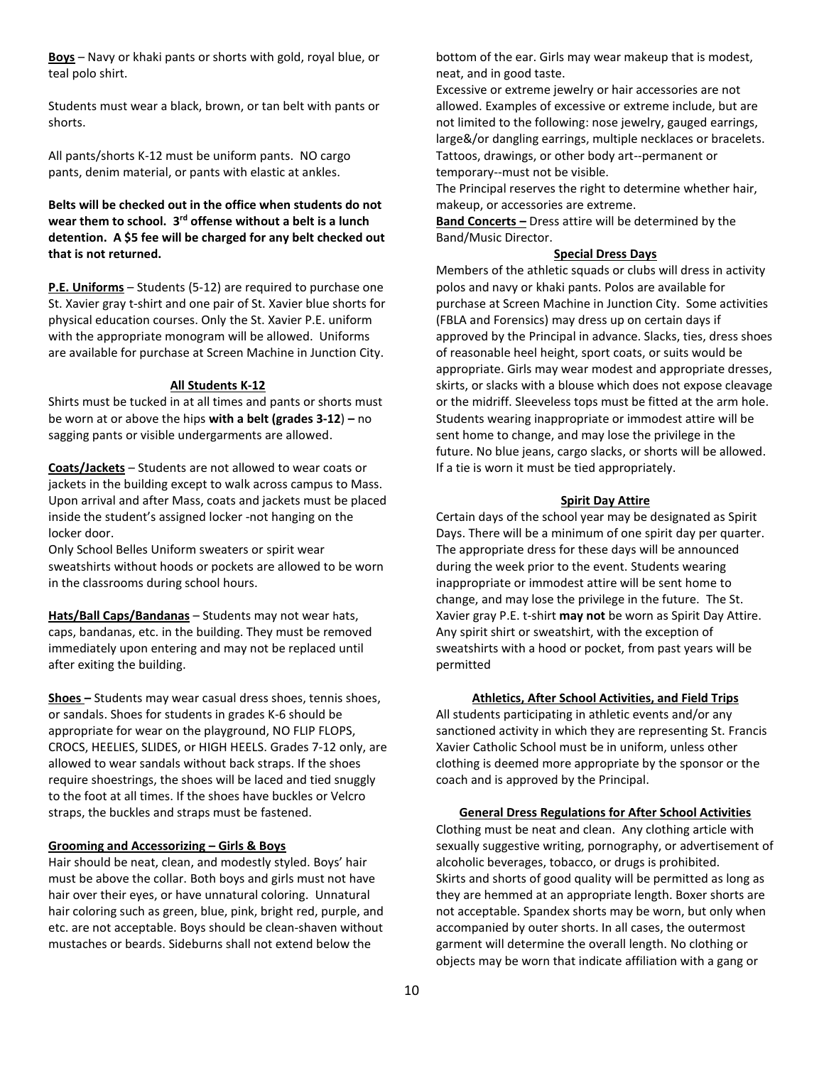**Boys** – Navy or khaki pants or shorts with gold, royal blue, or teal polo shirt.

Students must wear a black, brown, or tan belt with pants or shorts.

All pants/shorts K-12 must be uniform pants. NO cargo pants, denim material, or pants with elastic at ankles.

**Belts will be checked out in the office when students do not wear them to school. 3rd offense without a belt is a lunch detention. A $5 fee will be charged for any belt checked out that is not returned.**

**P.E. Uniforms** – Students (5-12) are required to purchase one St. Xavier gray t-shirt and one pair of St. Xavier blue shorts for physical education courses. Only the St. Xavier P.E. uniform with the appropriate monogram will be allowed. Uniforms are available for purchase at Screen Machine in Junction City.

### All Students K-12

Shirts must be tucked in at all times and pants or shorts must be worn at or above the hips **with a belt (grades 3-12**) **–** no sagging pants or visible undergarments are allowed.

**Coats/Jackets** – Students are not allowed to wear coats or jackets in the building except to walk across campus to Mass. Upon arrival and after Mass, coats and jackets must be placed inside the student's assigned locker -not hanging on the locker door.

Only School Belles Uniform sweaters or spirit wear sweatshirts without hoods or pockets are allowed to be worn in the classrooms during school hours.

**Hats/Ball Caps/Bandanas** – Students may not wear hats, caps, bandanas, etc. in the building. They must be removed immediately upon entering and may not be replaced until after exiting the building.

**Shoes –** Students may wear casual dress shoes, tennis shoes, or sandals. Shoes for students in grades K-6 should be appropriate for wear on the playground, NO FLIP FLOPS, CROCS, HEELIES, SLIDES, or HIGH HEELS. Grades 7-12 only, are allowed to wear sandals without back straps. If the shoes require shoestrings, the shoes will be laced and tied snuggly to the foot at all times. If the shoes have buckles or Velcro straps, the buckles and straps must be fastened.

**Grooming and Accessorizing – Girls & Boys**

Hair should be neat, clean, and modestly styled. Boys' hair must be above the collar. Both boys and girls must not have hair over their eyes, or have unnatural coloring. Unnatural hair coloring such as green, blue, pink, bright red, purple, and etc. are not acceptable. Boys should be clean-shaven without mustaches or beards. Sideburns shall not extend below the bottom of the ear. Girls may wear makeup that is modest, neat, and in good taste.

Excessive or extreme jewelry or hair accessories are not allowed. Examples of excessive or extreme include, but are not limited to the following: nose jewelry, gauged earrings, large&/or dangling earrings, multiple necklaces or bracelets. Tattoos, drawings, or other body art--permanent or temporary--must not be visible.

The Principal reserves the right to determine whether hair, makeup, or accessories are extreme.

**Band Concerts –** Dress attire will be determined by the Band/Music Director.

### Special Dress Days

Members of the athletic squads or clubs will dress in activity polos and navy or khaki pants. Polos are available for purchase at Screen Machine in Junction City. Some activities (FBLA and Forensics) may dress up on certain days if approved by the Principal in advance. Slacks, ties, dress shoes of reasonable heel height, sport coats, or suits would be appropriate. Girls may wear modest and appropriate dresses, skirts, or slacks with a blouse which does not expose cleavage or the midriff. Sleeveless tops must be fitted at the arm hole. Students wearing inappropriate or immodest attire will be sent home to change, and may lose the privilege in the future. No blue jeans, cargo slacks, or shorts will be allowed. If a tie is worn it must be tied appropriately.

### Spirit Day Attire

Certain days of the school year may be designated as Spirit Days. There will be a minimum of one spirit day per quarter. The appropriate dress for these days will be announced during the week prior to the event. Students wearing inappropriate or immodest attire will be sent home to change, and may lose the privilege in the future. The St. Xavier gray P.E. t-shirt **may not** be worn as Spirit Day Attire. Any spirit shirt or sweatshirt, with the exception of sweatshirts with a hood or pocket, from past years will be permitted

### Athletics, After School Activities, and Field Trips

All students participating in athletic events and/or any sanctioned activity in which they are representing St. Francis Xavier Catholic School must be in uniform, unless other clothing is deemed more appropriate by the sponsor or the coach and is approved by the Principal.

### General Dress Regulations for After School Activities

Clothing must be neat and clean. Any clothing article with sexually suggestive writing, pornography, or advertisement of alcoholic beverages, tobacco, or drugs is prohibited.

Skirts and shorts of good quality will be permitted as long as they are hemmed at an appropriate length. Boxer shorts are not acceptable. Spandex shorts may be worn, but only when accompanied by outer shorts. In all cases, the outermost garment will determine the overall length. No clothing or objects may be worn that indicate affiliation with a gang or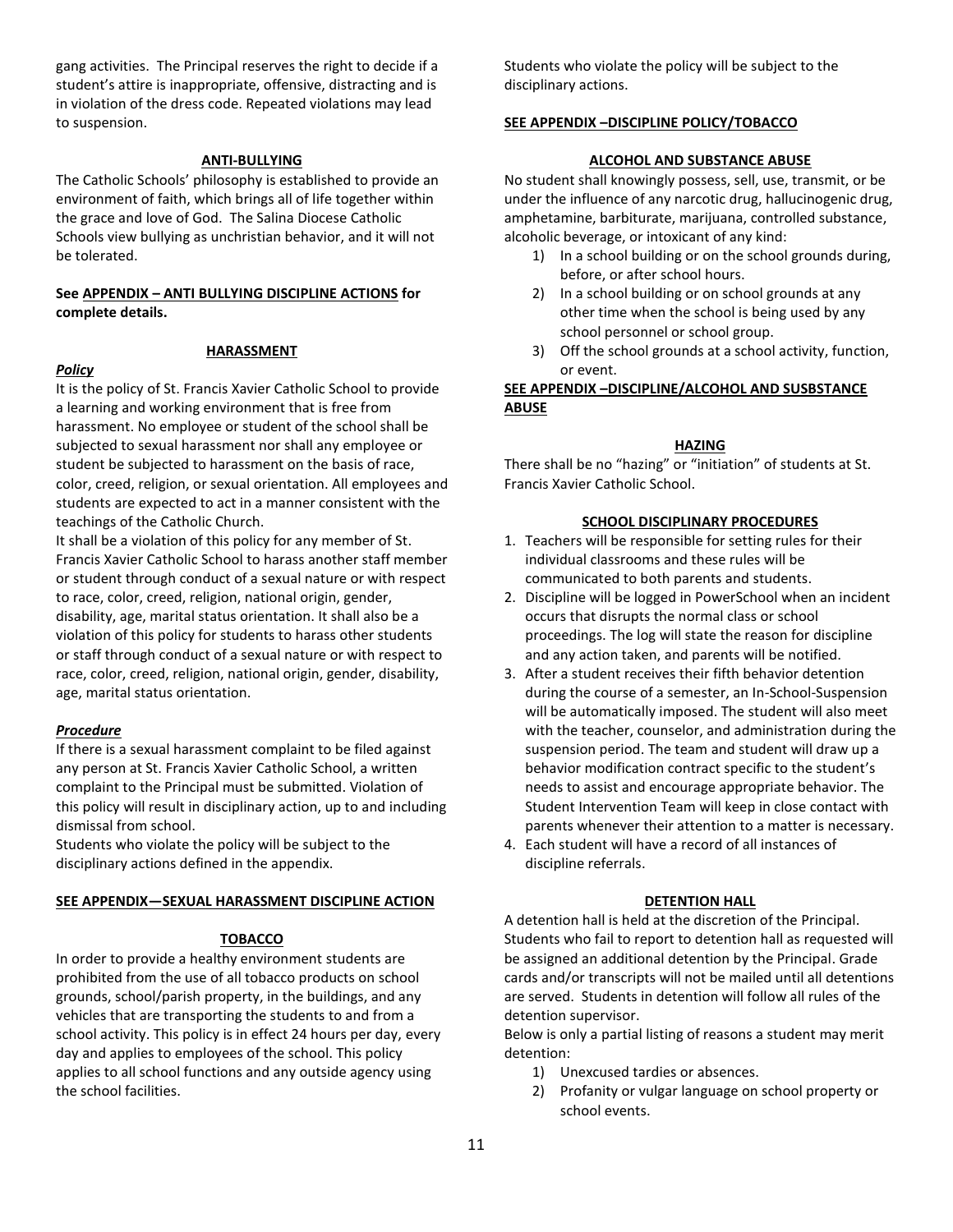gang activities. The Principal reserves the right to decide if a student's attire is inappropriate, offensive, distracting and is in violation of the dress code. Repeated violations may lead to suspension.

## ANTI-BULLYING

The Catholic Schools' philosophy is established to provide an environment of faith, which brings all of life together within the grace and love of God. The Salina Diocese Catholic Schools view bullying as unchristian behavior, and it will not be tolerated.

**See APPENDIX – ANTI BULLYING DISCIPLINE ACTIONS for complete details.**

## HARASSMENT

***Policy***

It is the policy of St. Francis Xavier Catholic School to provide a learning and working environment that is free from harassment. No employee or student of the school shall be subjected to sexual harassment nor shall any employee or student be subjected to harassment on the basis of race, color, creed, religion, or sexual orientation. All employees and students are expected to act in a manner consistent with the teachings of the Catholic Church.

It shall be a violation of this policy for any member of St. Francis Xavier Catholic School to harass another staff member or student through conduct of a sexual nature or with respect to race, color, creed, religion, national origin, gender, disability, age, marital status orientation. It shall also be a violation of this policy for students to harass other students or staff through conduct of a sexual nature or with respect to race, color, creed, religion, national origin, gender, disability, age, marital status orientation.

***Procedure***

If there is a sexual harassment complaint to be filed against any person at St. Francis Xavier Catholic School, a written complaint to the Principal must be submitted. Violation of this policy will result in disciplinary action, up to and including dismissal from school.

Students who violate the policy will be subject to the disciplinary actions defined in the appendix.

**SEE APPENDIX—SEXUAL HARASSMENT DISCIPLINE ACTION**

## TOBACCO

In order to provide a healthy environment students are prohibited from the use of all tobacco products on school grounds, school/parish property, in the buildings, and any vehicles that are transporting the students to and from a school activity. This policy is in effect 24 hours per day, every day and applies to employees of the school. This policy applies to all school functions and any outside agency using the school facilities.

Students who violate the policy will be subject to the disciplinary actions.

**SEE APPENDIX –DISCIPLINE POLICY/TOBACCO**

## ALCOHOL AND SUBSTANCE ABUSE

No student shall knowingly possess, sell, use, transmit, or be under the influence of any narcotic drug, hallucinogenic drug, amphetamine, barbiturate, marijuana, controlled substance, alcoholic beverage, or intoxicant of any kind:

1) In a school building or on the school grounds during, before, or after school hours.
2) In a school building or on school grounds at any other time when the school is being used by any school personnel or school group.
3) Off the school grounds at a school activity, function, or event.

**SEE APPENDIX –DISCIPLINE/ALCOHOL AND SUSBSTANCE ABUSE**

## HAZING

There shall be no "hazing" or "initiation" of students at St. Francis Xavier Catholic School.

## SCHOOL DISCIPLINARY PROCEDURES

1. Teachers will be responsible for setting rules for their individual classrooms and these rules will be communicated to both parents and students.
2. Discipline will be logged in PowerSchool when an incident occurs that disrupts the normal class or school proceedings. The log will state the reason for discipline and any action taken, and parents will be notified.
3. After a student receives their fifth behavior detention during the course of a semester, an In-School-Suspension will be automatically imposed. The student will also meet with the teacher, counselor, and administration during the suspension period. The team and student will draw up a behavior modification contract specific to the student's needs to assist and encourage appropriate behavior. The Student Intervention Team will keep in close contact with parents whenever their attention to a matter is necessary.
4. Each student will have a record of all instances of discipline referrals.

## DETENTION HALL

A detention hall is held at the discretion of the Principal. Students who fail to report to detention hall as requested will be assigned an additional detention by the Principal. Grade cards and/or transcripts will not be mailed until all detentions are served. Students in detention will follow all rules of the detention supervisor.

Below is only a partial listing of reasons a student may merit detention:

1) Unexcused tardies or absences.
2) Profanity or vulgar language on school property or school events.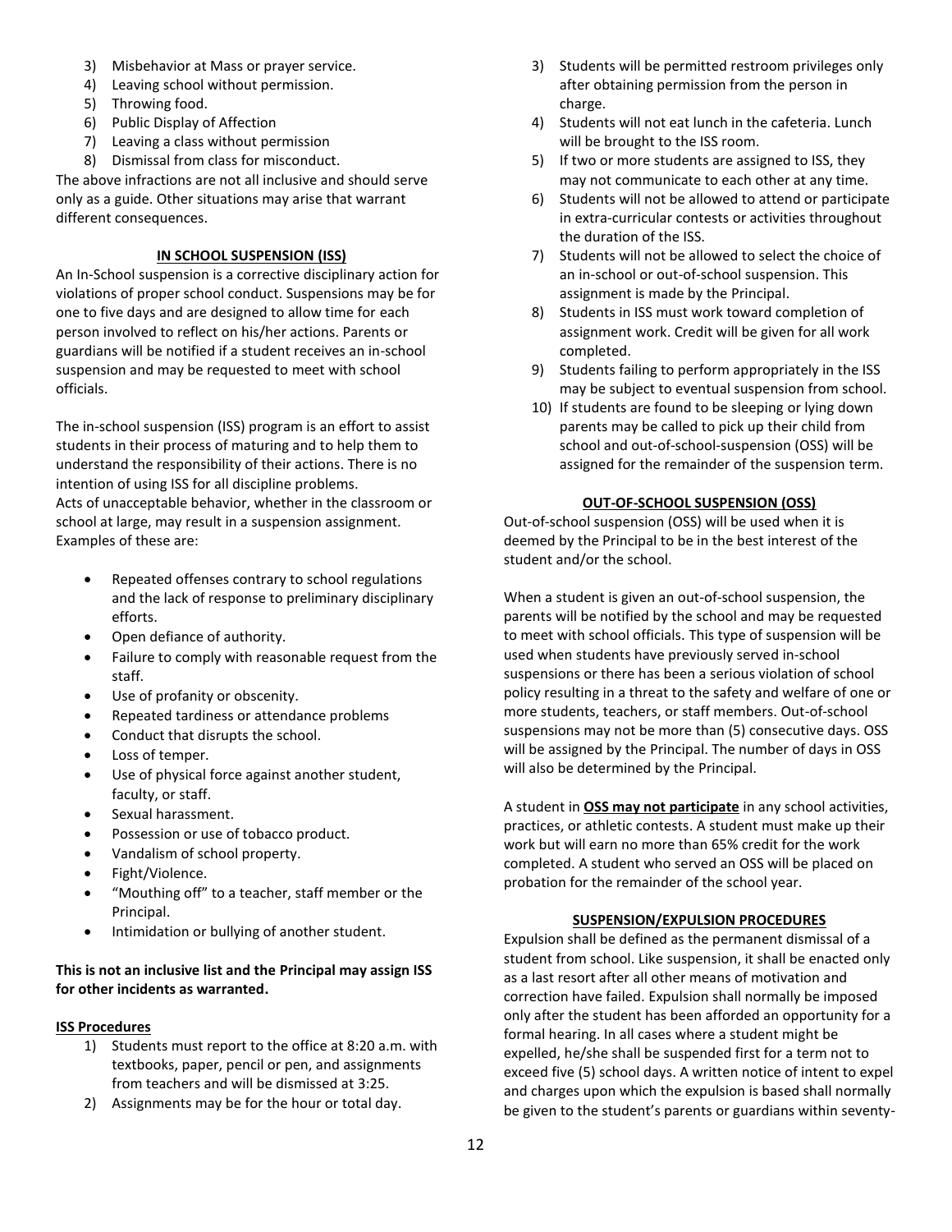3) Misbehavior at Mass or prayer service.
4) Leaving school without permission.
5) Throwing food.
6) Public Display of Affection
7) Leaving a class without permission
8) Dismissal from class for misconduct.

The above infractions are not all inclusive and should serve only as a guide. Other situations may arise that warrant different consequences.

### IN SCHOOL SUSPENSION (ISS)

An In-School suspension is a corrective disciplinary action for violations of proper school conduct. Suspensions may be for one to five days and are designed to allow time for each person involved to reflect on his/her actions. Parents or guardians will be notified if a student receives an in-school suspension and may be requested to meet with school officials.

The in-school suspension (ISS) program is an effort to assist students in their process of maturing and to help them to understand the responsibility of their actions. There is no intention of using ISS for all discipline problems.
Acts of unacceptable behavior, whether in the classroom or school at large, may result in a suspension assignment. Examples of these are:

- Repeated offenses contrary to school regulations and the lack of response to preliminary disciplinary efforts.
- Open defiance of authority.
- Failure to comply with reasonable request from the staff.
- Use of profanity or obscenity.
- Repeated tardiness or attendance problems
- Conduct that disrupts the school.
- Loss of temper.
- Use of physical force against another student, faculty, or staff.
- Sexual harassment.
- Possession or use of tobacco product.
- Vandalism of school property.
- Fight/Violence.
- "Mouthing off" to a teacher, staff member or the Principal.
- Intimidation or bullying of another student.

**This is not an inclusive list and the Principal may assign ISS for other incidents as warranted.**

**ISS Procedures**

1) Students must report to the office at 8:20 a.m. with textbooks, paper, pencil or pen, and assignments from teachers and will be dismissed at 3:25.
2) Assignments may be for the hour or total day.
3) Students will be permitted restroom privileges only after obtaining permission from the person in charge.
4) Students will not eat lunch in the cafeteria. Lunch will be brought to the ISS room.
5) If two or more students are assigned to ISS, they may not communicate to each other at any time.
6) Students will not be allowed to attend or participate in extra-curricular contests or activities throughout the duration of the ISS.
7) Students will not be allowed to select the choice of an in-school or out-of-school suspension. This assignment is made by the Principal.
8) Students in ISS must work toward completion of assignment work. Credit will be given for all work completed.
9) Students failing to perform appropriately in the ISS may be subject to eventual suspension from school.
10) If students are found to be sleeping or lying down parents may be called to pick up their child from school and out-of-school-suspension (OSS) will be assigned for the remainder of the suspension term.

### OUT-OF-SCHOOL SUSPENSION (OSS)

Out-of-school suspension (OSS) will be used when it is deemed by the Principal to be in the best interest of the student and/or the school.

When a student is given an out-of-school suspension, the parents will be notified by the school and may be requested to meet with school officials. This type of suspension will be used when students have previously served in-school suspensions or there has been a serious violation of school policy resulting in a threat to the safety and welfare of one or more students, teachers, or staff members. Out-of-school suspensions may not be more than (5) consecutive days. OSS will be assigned by the Principal. The number of days in OSS will also be determined by the Principal.

A student in **OSS may not participate** in any school activities, practices, or athletic contests. A student must make up their work but will earn no more than 65% credit for the work completed. A student who served an OSS will be placed on probation for the remainder of the school year.

### SUSPENSION/EXPULSION PROCEDURES

Expulsion shall be defined as the permanent dismissal of a student from school. Like suspension, it shall be enacted only as a last resort after all other means of motivation and correction have failed. Expulsion shall normally be imposed only after the student has been afforded an opportunity for a formal hearing. In all cases where a student might be expelled, he/she shall be suspended first for a term not to exceed five (5) school days. A written notice of intent to expel and charges upon which the expulsion is based shall normally be given to the student's parents or guardians within seventy-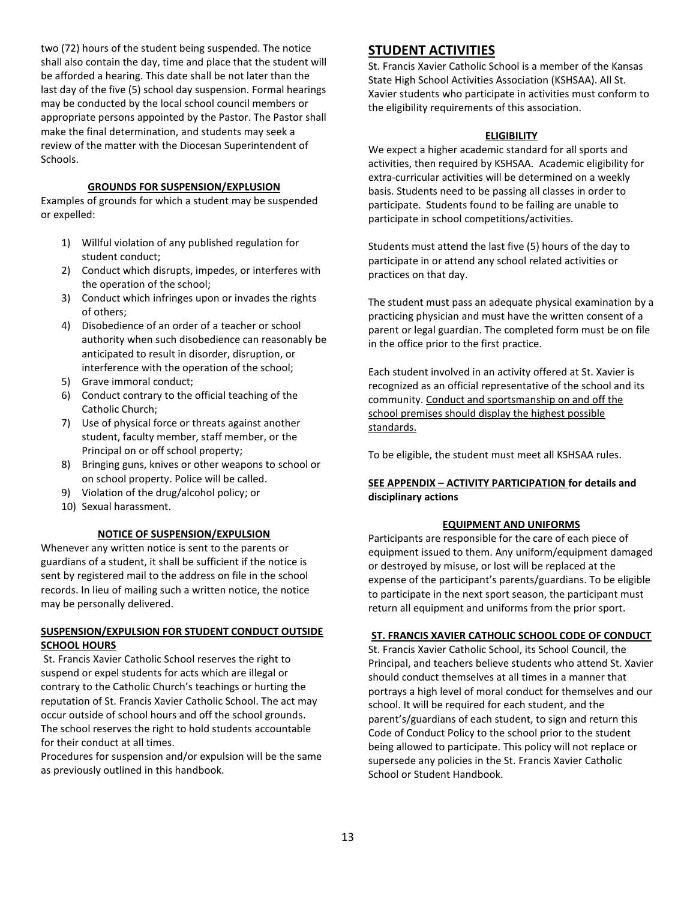two (72) hours of the student being suspended. The notice shall also contain the day, time and place that the student will be afforded a hearing. This date shall be not later than the last day of the five (5) school day suspension. Formal hearings may be conducted by the local school council members or appropriate persons appointed by the Pastor. The Pastor shall make the final determination, and students may seek a review of the matter with the Diocesan Superintendent of Schools.

### GROUNDS FOR SUSPENSION/EXPLUSION

Examples of grounds for which a student may be suspended or expelled:

1) Willful violation of any published regulation for student conduct;
2) Conduct which disrupts, impedes, or interferes with the operation of the school;
3) Conduct which infringes upon or invades the rights of others;
4) Disobedience of an order of a teacher or school authority when such disobedience can reasonably be anticipated to result in disorder, disruption, or interference with the operation of the school;
5) Grave immoral conduct;
6) Conduct contrary to the official teaching of the Catholic Church;
7) Use of physical force or threats against another student, faculty member, staff member, or the Principal on or off school property;
8) Bringing guns, knives or other weapons to school or on school property. Police will be called.
9) Violation of the drug/alcohol policy; or
10) Sexual harassment.

### NOTICE OF SUSPENSION/EXPULSION

Whenever any written notice is sent to the parents or guardians of a student, it shall be sufficient if the notice is sent by registered mail to the address on file in the school records. In lieu of mailing such a written notice, the notice may be personally delivered.

### SUSPENSION/EXPULSION FOR STUDENT CONDUCT OUTSIDE SCHOOL HOURS

St. Francis Xavier Catholic School reserves the right to suspend or expel students for acts which are illegal or contrary to the Catholic Church's teachings or hurting the reputation of St. Francis Xavier Catholic School. The act may occur outside of school hours and off the school grounds. The school reserves the right to hold students accountable for their conduct at all times.

Procedures for suspension and/or expulsion will be the same as previously outlined in this handbook.

## STUDENT ACTIVITIES

St. Francis Xavier Catholic School is a member of the Kansas State High School Activities Association (KSHSAA). All St. Xavier students who participate in activities must conform to the eligibility requirements of this association.

### ELIGIBILITY

We expect a higher academic standard for all sports and activities, then required by KSHSAA. Academic eligibility for extra-curricular activities will be determined on a weekly basis. Students need to be passing all classes in order to participate. Students found to be failing are unable to participate in school competitions/activities.

Students must attend the last five (5) hours of the day to participate in or attend any school related activities or practices on that day.

The student must pass an adequate physical examination by a practicing physician and must have the written consent of a parent or legal guardian. The completed form must be on file in the office prior to the first practice.

Each student involved in an activity offered at St. Xavier is recognized as an official representative of the school and its community. Conduct and sportsmanship on and off the school premises should display the highest possible standards.

To be eligible, the student must meet all KSHSAA rules.

**SEE APPENDIX – ACTIVITY PARTICIPATION for details and disciplinary actions**

### EQUIPMENT AND UNIFORMS

Participants are responsible for the care of each piece of equipment issued to them. Any uniform/equipment damaged or destroyed by misuse, or lost will be replaced at the expense of the participant's parents/guardians. To be eligible to participate in the next sport season, the participant must return all equipment and uniforms from the prior sport.

### ST. FRANCIS XAVIER CATHOLIC SCHOOL CODE OF CONDUCT

St. Francis Xavier Catholic School, its School Council, the Principal, and teachers believe students who attend St. Xavier should conduct themselves at all times in a manner that portrays a high level of moral conduct for themselves and our school. It will be required for each student, and the parent's/guardians of each student, to sign and return this Code of Conduct Policy to the school prior to the student being allowed to participate. This policy will not replace or supersede any policies in the St. Francis Xavier Catholic School or Student Handbook.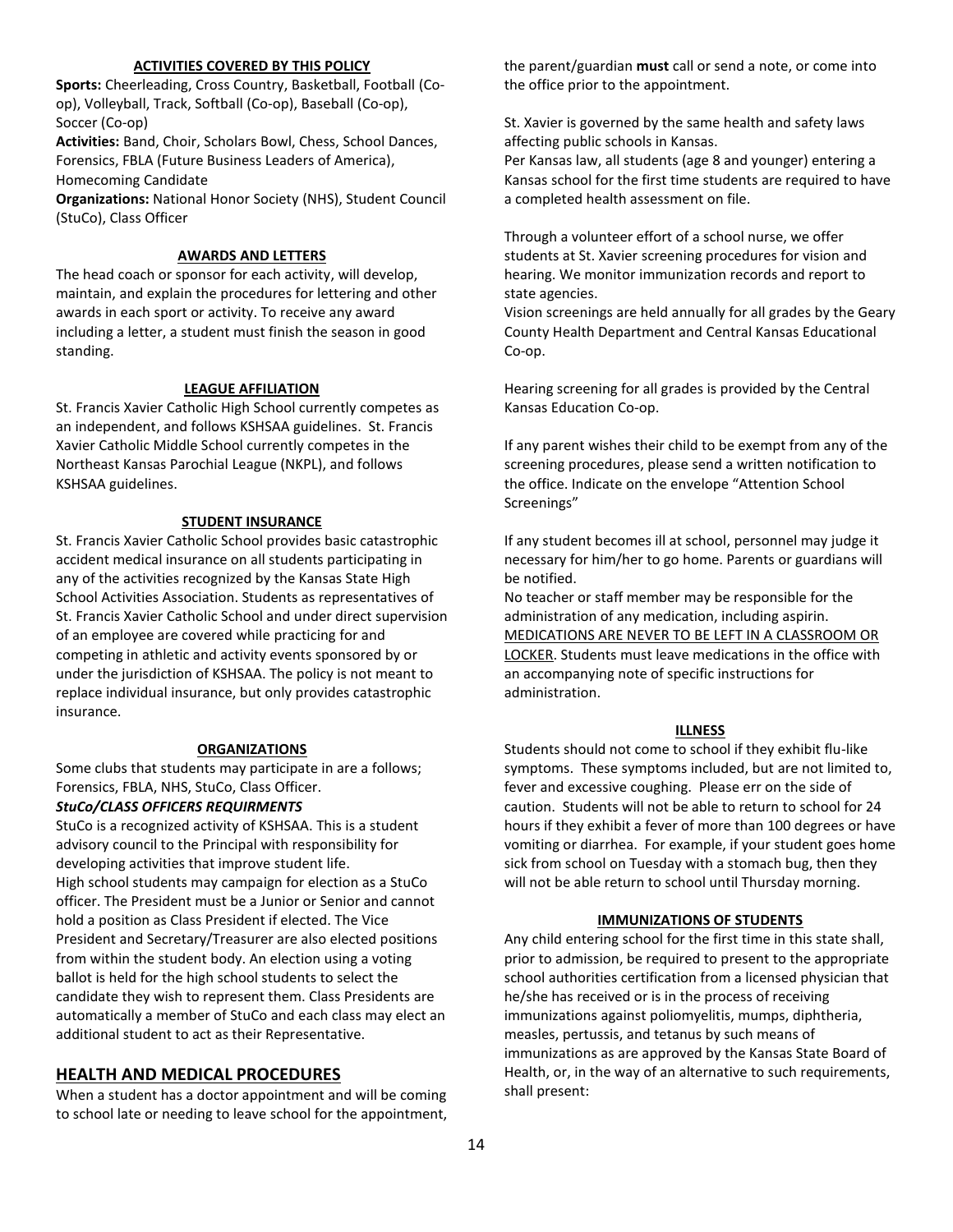#### ACTIVITIES COVERED BY THIS POLICY

**Sports:** Cheerleading, Cross Country, Basketball, Football (Co-op), Volleyball, Track, Softball (Co-op), Baseball (Co-op), Soccer (Co-op)

**Activities:** Band, Choir, Scholars Bowl, Chess, School Dances, Forensics, FBLA (Future Business Leaders of America), Homecoming Candidate

**Organizations:** National Honor Society (NHS), Student Council (StuCo), Class Officer

#### AWARDS AND LETTERS

The head coach or sponsor for each activity, will develop, maintain, and explain the procedures for lettering and other awards in each sport or activity. To receive any award including a letter, a student must finish the season in good standing.

#### LEAGUE AFFILIATION

St. Francis Xavier Catholic High School currently competes as an independent, and follows KSHSAA guidelines. St. Francis Xavier Catholic Middle School currently competes in the Northeast Kansas Parochial League (NKPL), and follows KSHSAA guidelines.

#### STUDENT INSURANCE

St. Francis Xavier Catholic School provides basic catastrophic accident medical insurance on all students participating in any of the activities recognized by the Kansas State High School Activities Association. Students as representatives of St. Francis Xavier Catholic School and under direct supervision of an employee are covered while practicing for and competing in athletic and activity events sponsored by or under the jurisdiction of KSHSAA. The policy is not meant to replace individual insurance, but only provides catastrophic insurance.

#### ORGANIZATIONS

Some clubs that students may participate in are a follows; Forensics, FBLA, NHS, StuCo, Class Officer.

***StuCo/CLASS OFFICERS REQUIRMENTS***

StuCo is a recognized activity of KSHSAA. This is a student advisory council to the Principal with responsibility for developing activities that improve student life.

High school students may campaign for election as a StuCo officer. The President must be a Junior or Senior and cannot hold a position as Class President if elected. The Vice President and Secretary/Treasurer are also elected positions from within the student body. An election using a voting ballot is held for the high school students to select the candidate they wish to represent them. Class Presidents are automatically a member of StuCo and each class may elect an additional student to act as their Representative.

## HEALTH AND MEDICAL PROCEDURES

When a student has a doctor appointment and will be coming to school late or needing to leave school for the appointment, the parent/guardian **must** call or send a note, or come into the office prior to the appointment.

St. Xavier is governed by the same health and safety laws affecting public schools in Kansas.

Per Kansas law, all students (age 8 and younger) entering a Kansas school for the first time students are required to have a completed health assessment on file.

Through a volunteer effort of a school nurse, we offer students at St. Xavier screening procedures for vision and hearing. We monitor immunization records and report to state agencies.

Vision screenings are held annually for all grades by the Geary County Health Department and Central Kansas Educational Co-op.

Hearing screening for all grades is provided by the Central Kansas Education Co-op.

If any parent wishes their child to be exempt from any of the screening procedures, please send a written notification to the office. Indicate on the envelope "Attention School Screenings"

If any student becomes ill at school, personnel may judge it necessary for him/her to go home. Parents or guardians will be notified.

No teacher or staff member may be responsible for the administration of any medication, including aspirin. <u>MEDICATIONS ARE NEVER TO BE LEFT IN A CLASSROOM OR LOCKER</u>. Students must leave medications in the office with an accompanying note of specific instructions for administration.

#### ILLNESS

Students should not come to school if they exhibit flu-like symptoms. These symptoms included, but are not limited to, fever and excessive coughing. Please err on the side of caution. Students will not be able to return to school for 24 hours if they exhibit a fever of more than 100 degrees or have vomiting or diarrhea. For example, if your student goes home sick from school on Tuesday with a stomach bug, then they will not be able return to school until Thursday morning.

#### IMMUNIZATIONS OF STUDENTS

Any child entering school for the first time in this state shall, prior to admission, be required to present to the appropriate school authorities certification from a licensed physician that he/she has received or is in the process of receiving immunizations against poliomyelitis, mumps, diphtheria, measles, pertussis, and tetanus by such means of immunizations as are approved by the Kansas State Board of Health, or, in the way of an alternative to such requirements, shall present: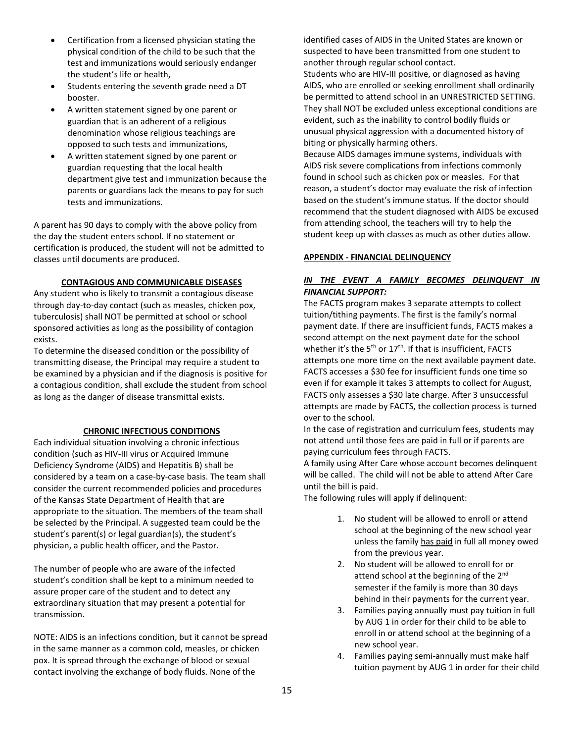- Certification from a licensed physician stating the physical condition of the child to be such that the test and immunizations would seriously endanger the student's life or health,
- Students entering the seventh grade need a DT booster.
- A written statement signed by one parent or guardian that is an adherent of a religious denomination whose religious teachings are opposed to such tests and immunizations,
- A written statement signed by one parent or guardian requesting that the local health department give test and immunization because the parents or guardians lack the means to pay for such tests and immunizations.

A parent has 90 days to comply with the above policy from the day the student enters school. If no statement or certification is produced, the student will not be admitted to classes until documents are produced.

**CONTAGIOUS AND COMMUNICABLE DISEASES**

Any student who is likely to transmit a contagious disease through day-to-day contact (such as measles, chicken pox, tuberculosis) shall NOT be permitted at school or school sponsored activities as long as the possibility of contagion exists.

To determine the diseased condition or the possibility of transmitting disease, the Principal may require a student to be examined by a physician and if the diagnosis is positive for a contagious condition, shall exclude the student from school as long as the danger of disease transmittal exists.

**CHRONIC INFECTIOUS CONDITIONS**

Each individual situation involving a chronic infectious condition (such as HIV-III virus or Acquired Immune Deficiency Syndrome (AIDS) and Hepatitis B) shall be considered by a team on a case-by-case basis. The team shall consider the current recommended policies and procedures of the Kansas State Department of Health that are appropriate to the situation. The members of the team shall be selected by the Principal. A suggested team could be the student's parent(s) or legal guardian(s), the student's physician, a public health officer, and the Pastor.

The number of people who are aware of the infected student's condition shall be kept to a minimum needed to assure proper care of the student and to detect any extraordinary situation that may present a potential for transmission.

NOTE: AIDS is an infections condition, but it cannot be spread in the same manner as a common cold, measles, or chicken pox. It is spread through the exchange of blood or sexual contact involving the exchange of body fluids. None of the identified cases of AIDS in the United States are known or suspected to have been transmitted from one student to another through regular school contact.

Students who are HIV-III positive, or diagnosed as having AIDS, who are enrolled or seeking enrollment shall ordinarily be permitted to attend school in an UNRESTRICTED SETTING. They shall NOT be excluded unless exceptional conditions are evident, such as the inability to control bodily fluids or unusual physical aggression with a documented history of biting or physically harming others.

Because AIDS damages immune systems, individuals with AIDS risk severe complications from infections commonly found in school such as chicken pox or measles. For that reason, a student's doctor may evaluate the risk of infection based on the student's immune status. If the doctor should recommend that the student diagnosed with AIDS be excused from attending school, the teachers will try to help the student keep up with classes as much as other duties allow.

**APPENDIX - FINANCIAL DELINQUENCY**

***IN THE EVENT A FAMILY BECOMES DELINQUENT IN FINANCIAL SUPPORT:***

The FACTS program makes 3 separate attempts to collect tuition/tithing payments. The first is the family's normal payment date. If there are insufficient funds, FACTS makes a second attempt on the next payment date for the school whether it's the 5th or 17th. If that is insufficient, FACTS attempts one more time on the next available payment date. FACTS accesses a $30 fee for insufficient funds one time so even if for example it takes 3 attempts to collect for August, FACTS only assesses a $30 late charge. After 3 unsuccessful attempts are made by FACTS, the collection process is turned over to the school.

In the case of registration and curriculum fees, students may not attend until those fees are paid in full or if parents are paying curriculum fees through FACTS.

A family using After Care whose account becomes delinquent will be called. The child will not be able to attend After Care until the bill is paid.

The following rules will apply if delinquent:

1. No student will be allowed to enroll or attend school at the beginning of the new school year unless the family has paid in full all money owed from the previous year.
2. No student will be allowed to enroll for or attend school at the beginning of the 2nd semester if the family is more than 30 days behind in their payments for the current year.
3. Families paying annually must pay tuition in full by AUG 1 in order for their child to be able to enroll in or attend school at the beginning of a new school year.
4. Families paying semi-annually must make half tuition payment by AUG 1 in order for their child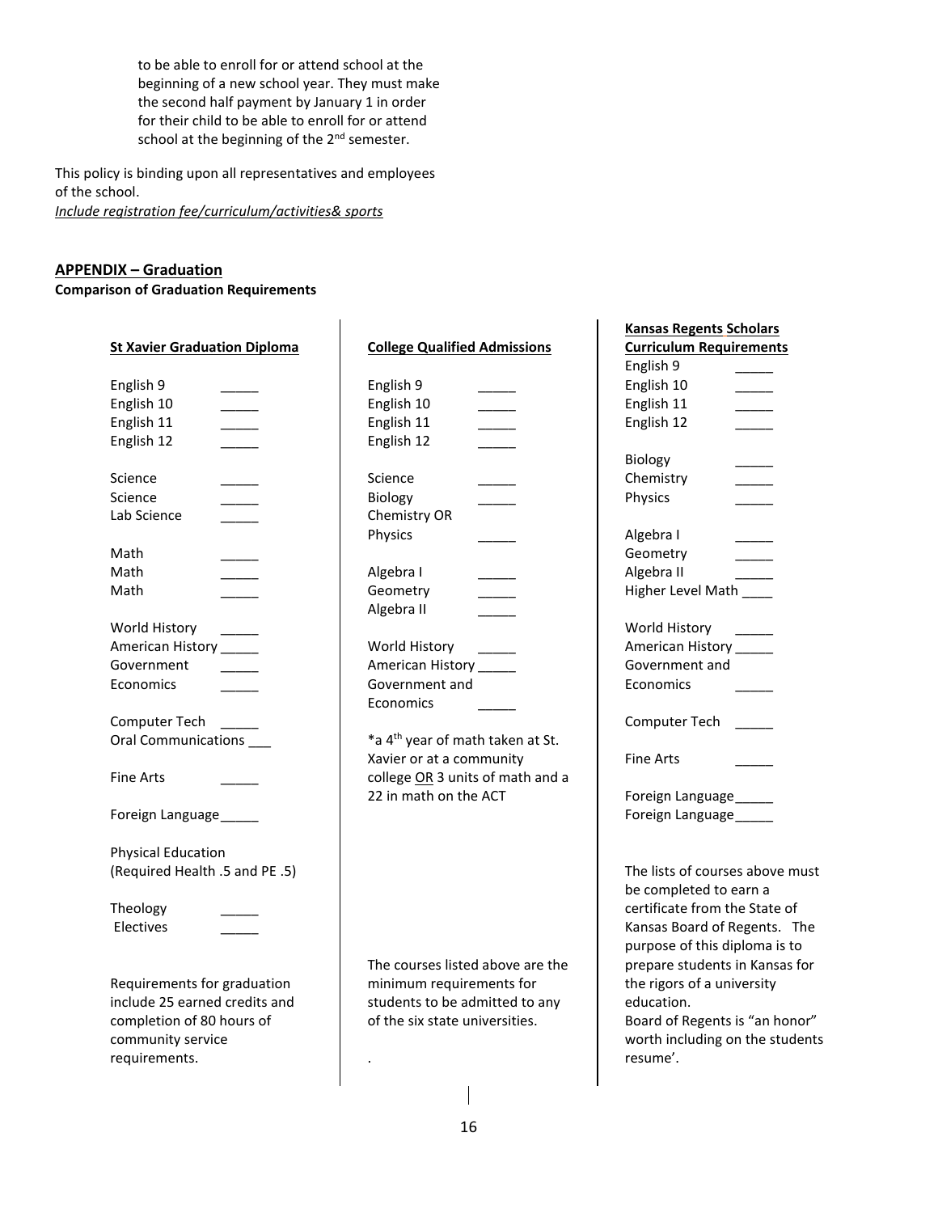to be able to enroll for or attend school at the beginning of a new school year. They must make the second half payment by January 1 in order for their child to be able to enroll for or attend school at the beginning of the 2nd semester.

This policy is binding upon all representatives and employees of the school.

*Include registration fee/curriculum/activities& sports*

## APPENDIX – Graduation

**Comparison of Graduation Requirements**

**St Xavier Graduation Diploma**

English 9 _____
English 10 _____
English 11 _____
English 12 _____

Science _____
Science _____
Lab Science _____

Math _____
Math _____
Math _____

World History _____
American History _____
Government _____
Economics _____

Computer Tech _____
Oral Communications ___

Fine Arts _____

Foreign Language _____

Physical Education
(Required Health .5 and PE .5)

Theology _____
Electives _____

Requirements for graduation include 25 earned credits and completion of 80 hours of community service requirements.

**College Qualified Admissions**

English 9 _____
English 10 _____
English 11 _____
English 12 _____

Science _____
Biology _____
Chemistry OR
Physics _____

Algebra I _____
Geometry _____
Algebra II _____

World History _____
American History _____
Government and
Economics _____

*a 4th year of math taken at St. Xavier or at a community college OR 3 units of math and a 22 in math on the ACT

The courses listed above are the minimum requirements for students to be admitted to any of the six state universities.

.

**Kansas Regents Scholars Curriculum Requirements**

English 9 _____
English 10 _____
English 11 _____
English 12 _____

Biology _____
Chemistry _____
Physics _____

Algebra I _____
Geometry _____
Algebra II _____
Higher Level Math ____

World History _____
American History _____
Government and
Economics _____

Computer Tech _____

Fine Arts _____

Foreign Language _____
Foreign Language _____

The lists of courses above must be completed to earn a certificate from the State of Kansas Board of Regents. The purpose of this diploma is to prepare students in Kansas for the rigors of a university education.
Board of Regents is "an honor" worth including on the students resume'.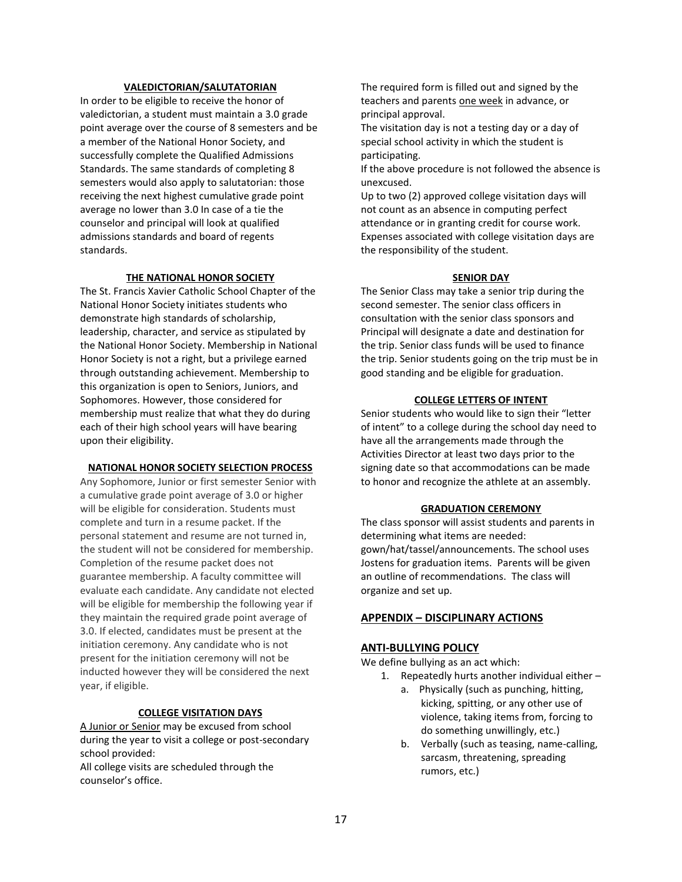### VALEDICTORIAN/SALUTATORIAN

In order to be eligible to receive the honor of valedictorian, a student must maintain a 3.0 grade point average over the course of 8 semesters and be a member of the National Honor Society, and successfully complete the Qualified Admissions Standards. The same standards of completing 8 semesters would also apply to salutatorian: those receiving the next highest cumulative grade point average no lower than 3.0 In case of a tie the counselor and principal will look at qualified admissions standards and board of regents standards.

### THE NATIONAL HONOR SOCIETY

The St. Francis Xavier Catholic School Chapter of the National Honor Society initiates students who demonstrate high standards of scholarship, leadership, character, and service as stipulated by the National Honor Society. Membership in National Honor Society is not a right, but a privilege earned through outstanding achievement. Membership to this organization is open to Seniors, Juniors, and Sophomores. However, those considered for membership must realize that what they do during each of their high school years will have bearing upon their eligibility.

### NATIONAL HONOR SOCIETY SELECTION PROCESS

Any Sophomore, Junior or first semester Senior with a cumulative grade point average of 3.0 or higher will be eligible for consideration. Students must complete and turn in a resume packet. If the personal statement and resume are not turned in, the student will not be considered for membership. Completion of the resume packet does not guarantee membership. A faculty committee will evaluate each candidate. Any candidate not elected will be eligible for membership the following year if they maintain the required grade point average of 3.0. If elected, candidates must be present at the initiation ceremony. Any candidate who is not present for the initiation ceremony will not be inducted however they will be considered the next year, if eligible.

### COLLEGE VISITATION DAYS

A Junior or Senior may be excused from school during the year to visit a college or post-secondary school provided:

All college visits are scheduled through the counselor's office.

The required form is filled out and signed by the teachers and parents one week in advance, or principal approval.

The visitation day is not a testing day or a day of special school activity in which the student is participating.

If the above procedure is not followed the absence is unexcused.

Up to two (2) approved college visitation days will not count as an absence in computing perfect attendance or in granting credit for course work. Expenses associated with college visitation days are the responsibility of the student.

### SENIOR DAY

The Senior Class may take a senior trip during the second semester. The senior class officers in consultation with the senior class sponsors and Principal will designate a date and destination for the trip. Senior class funds will be used to finance the trip. Senior students going on the trip must be in good standing and be eligible for graduation.

### COLLEGE LETTERS OF INTENT

Senior students who would like to sign their "letter of intent" to a college during the school day need to have all the arrangements made through the Activities Director at least two days prior to the signing date so that accommodations can be made to honor and recognize the athlete at an assembly.

### GRADUATION CEREMONY

The class sponsor will assist students and parents in determining what items are needed: gown/hat/tassel/announcements. The school uses Jostens for graduation items. Parents will be given an outline of recommendations. The class will organize and set up.

## APPENDIX – DISCIPLINARY ACTIONS

## ANTI-BULLYING POLICY

We define bullying as an act which:

1. Repeatedly hurts another individual either –
   a. Physically (such as punching, hitting, kicking, spitting, or any other use of violence, taking items from, forcing to do something unwillingly, etc.)
   b. Verbally (such as teasing, name-calling, sarcasm, threatening, spreading rumors, etc.)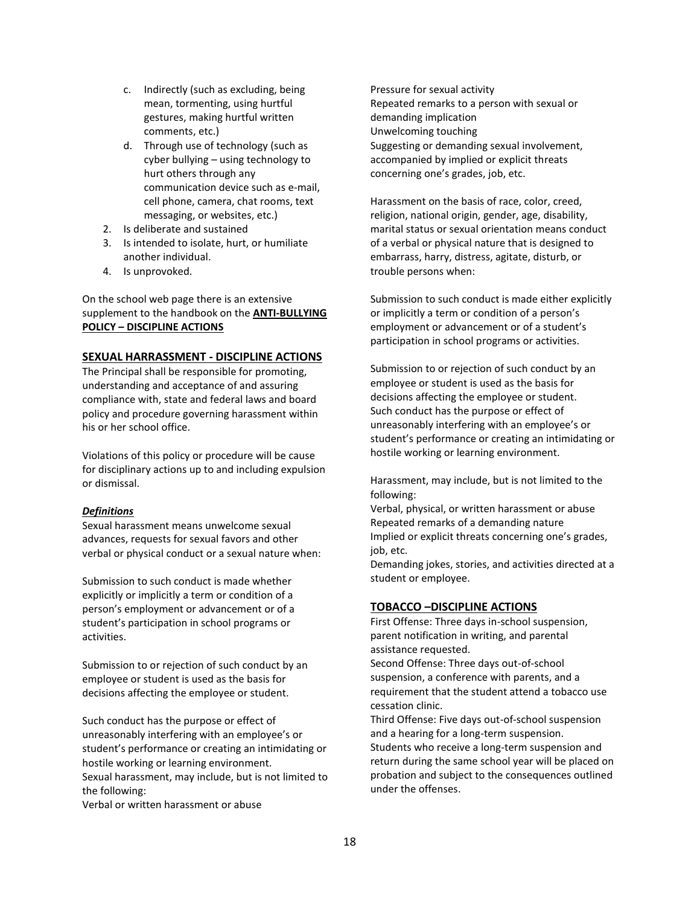c. Indirectly (such as excluding, being mean, tormenting, using hurtful gestures, making hurtful written comments, etc.)
   d. Through use of technology (such as cyber bullying – using technology to hurt others through any communication device such as e-mail, cell phone, camera, chat rooms, text messaging, or websites, etc.)
2. Is deliberate and sustained
3. Is intended to isolate, hurt, or humiliate another individual.
4. Is unprovoked.

On the school web page there is an extensive supplement to the handbook on the **ANTI-BULLYING POLICY – DISCIPLINE ACTIONS**

## SEXUAL HARRASSMENT - DISCIPLINE ACTIONS

The Principal shall be responsible for promoting, understanding and acceptance of and assuring compliance with, state and federal laws and board policy and procedure governing harassment within his or her school office.

Violations of this policy or procedure will be cause for disciplinary actions up to and including expulsion or dismissal.

***Definitions***

Sexual harassment means unwelcome sexual advances, requests for sexual favors and other verbal or physical conduct or a sexual nature when:

Submission to such conduct is made whether explicitly or implicitly a term or condition of a person's employment or advancement or of a student's participation in school programs or activities.

Submission to or rejection of such conduct by an employee or student is used as the basis for decisions affecting the employee or student.

Such conduct has the purpose or effect of unreasonably interfering with an employee's or student's performance or creating an intimidating or hostile working or learning environment.
Sexual harassment, may include, but is not limited to the following:
Verbal or written harassment or abuse
Pressure for sexual activity
Repeated remarks to a person with sexual or demanding implication
Unwelcoming touching
Suggesting or demanding sexual involvement, accompanied by implied or explicit threats concerning one's grades, job, etc.

Harassment on the basis of race, color, creed, religion, national origin, gender, age, disability, marital status or sexual orientation means conduct of a verbal or physical nature that is designed to embarrass, harry, distress, agitate, disturb, or trouble persons when:

Submission to such conduct is made either explicitly or implicitly a term or condition of a person's employment or advancement or of a student's participation in school programs or activities.

Submission to or rejection of such conduct by an employee or student is used as the basis for decisions affecting the employee or student.
Such conduct has the purpose or effect of unreasonably interfering with an employee's or student's performance or creating an intimidating or hostile working or learning environment.

Harassment, may include, but is not limited to the following:
Verbal, physical, or written harassment or abuse
Repeated remarks of a demanding nature
Implied or explicit threats concerning one's grades, job, etc.
Demanding jokes, stories, and activities directed at a student or employee.

## TOBACCO –DISCIPLINE ACTIONS

First Offense: Three days in-school suspension, parent notification in writing, and parental assistance requested.
Second Offense: Three days out-of-school suspension, a conference with parents, and a requirement that the student attend a tobacco use cessation clinic.
Third Offense: Five days out-of-school suspension and a hearing for a long-term suspension.
Students who receive a long-term suspension and return during the same school year will be placed on probation and subject to the consequences outlined under the offenses.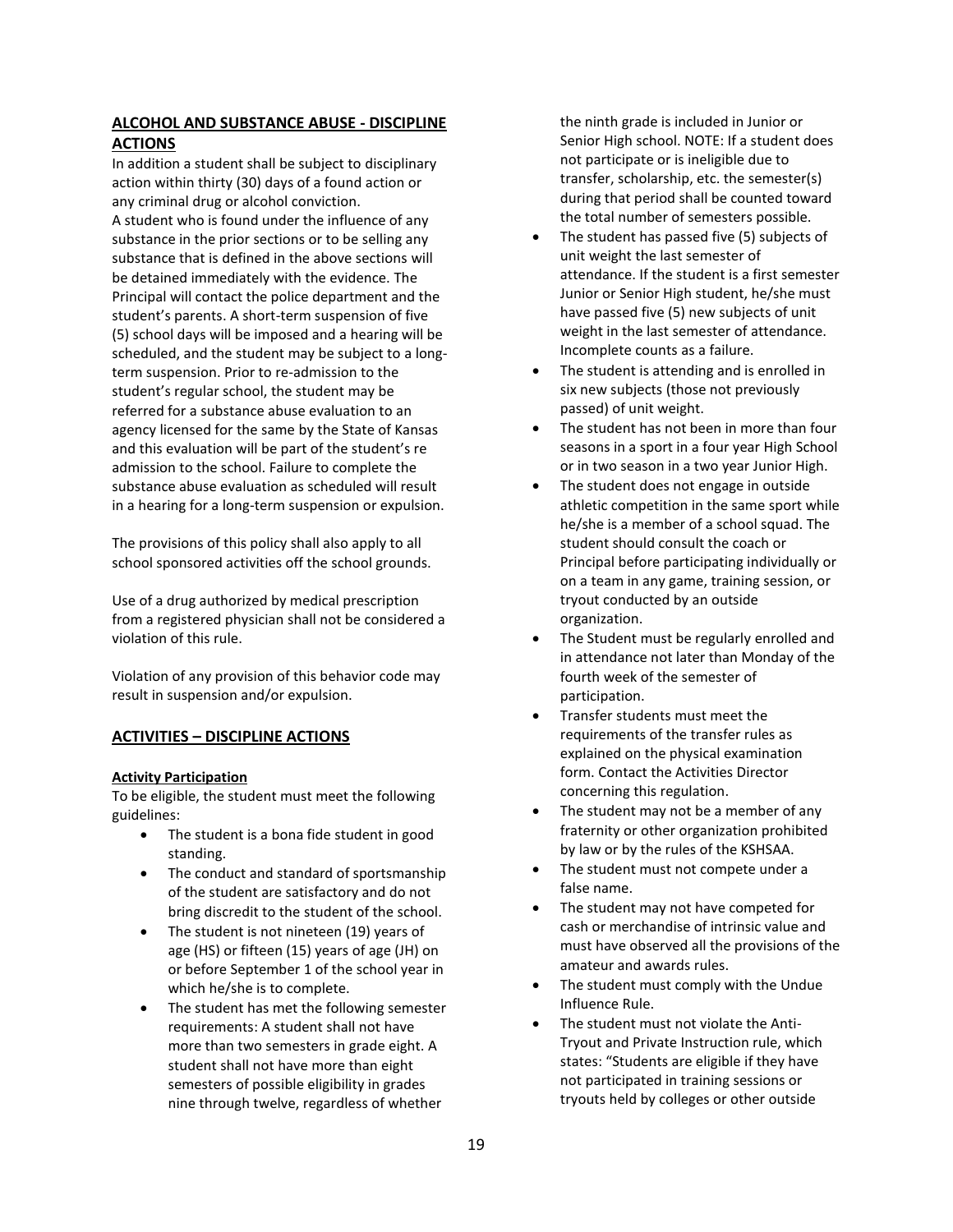## ALCOHOL AND SUBSTANCE ABUSE - DISCIPLINE ACTIONS

In addition a student shall be subject to disciplinary action within thirty (30) days of a found action or any criminal drug or alcohol conviction.

A student who is found under the influence of any substance in the prior sections or to be selling any substance that is defined in the above sections will be detained immediately with the evidence. The Principal will contact the police department and the student's parents. A short-term suspension of five (5) school days will be imposed and a hearing will be scheduled, and the student may be subject to a long-term suspension. Prior to re-admission to the student's regular school, the student may be referred for a substance abuse evaluation to an agency licensed for the same by the State of Kansas and this evaluation will be part of the student's re admission to the school. Failure to complete the substance abuse evaluation as scheduled will result in a hearing for a long-term suspension or expulsion.

The provisions of this policy shall also apply to all school sponsored activities off the school grounds.

Use of a drug authorized by medical prescription from a registered physician shall not be considered a violation of this rule.

Violation of any provision of this behavior code may result in suspension and/or expulsion.

## ACTIVITIES – DISCIPLINE ACTIONS

### Activity Participation

To be eligible, the student must meet the following guidelines:

- The student is a bona fide student in good standing.
- The conduct and standard of sportsmanship of the student are satisfactory and do not bring discredit to the student of the school.
- The student is not nineteen (19) years of age (HS) or fifteen (15) years of age (JH) on or before September 1 of the school year in which he/she is to complete.
- The student has met the following semester requirements: A student shall not have more than two semesters in grade eight. A student shall not have more than eight semesters of possible eligibility in grades nine through twelve, regardless of whether the ninth grade is included in Junior or Senior High school. NOTE: If a student does not participate or is ineligible due to transfer, scholarship, etc. the semester(s) during that period shall be counted toward the total number of semesters possible.
- The student has passed five (5) subjects of unit weight the last semester of attendance. If the student is a first semester Junior or Senior High student, he/she must have passed five (5) new subjects of unit weight in the last semester of attendance. Incomplete counts as a failure.
- The student is attending and is enrolled in six new subjects (those not previously passed) of unit weight.
- The student has not been in more than four seasons in a sport in a four year High School or in two season in a two year Junior High.
- The student does not engage in outside athletic competition in the same sport while he/she is a member of a school squad. The student should consult the coach or Principal before participating individually or on a team in any game, training session, or tryout conducted by an outside organization.
- The Student must be regularly enrolled and in attendance not later than Monday of the fourth week of the semester of participation.
- Transfer students must meet the requirements of the transfer rules as explained on the physical examination form. Contact the Activities Director concerning this regulation.
- The student may not be a member of any fraternity or other organization prohibited by law or by the rules of the KSHSAA.
- The student must not compete under a false name.
- The student may not have competed for cash or merchandise of intrinsic value and must have observed all the provisions of the amateur and awards rules.
- The student must comply with the Undue Influence Rule.
- The student must not violate the Anti-Tryout and Private Instruction rule, which states: "Students are eligible if they have not participated in training sessions or tryouts held by colleges or other outside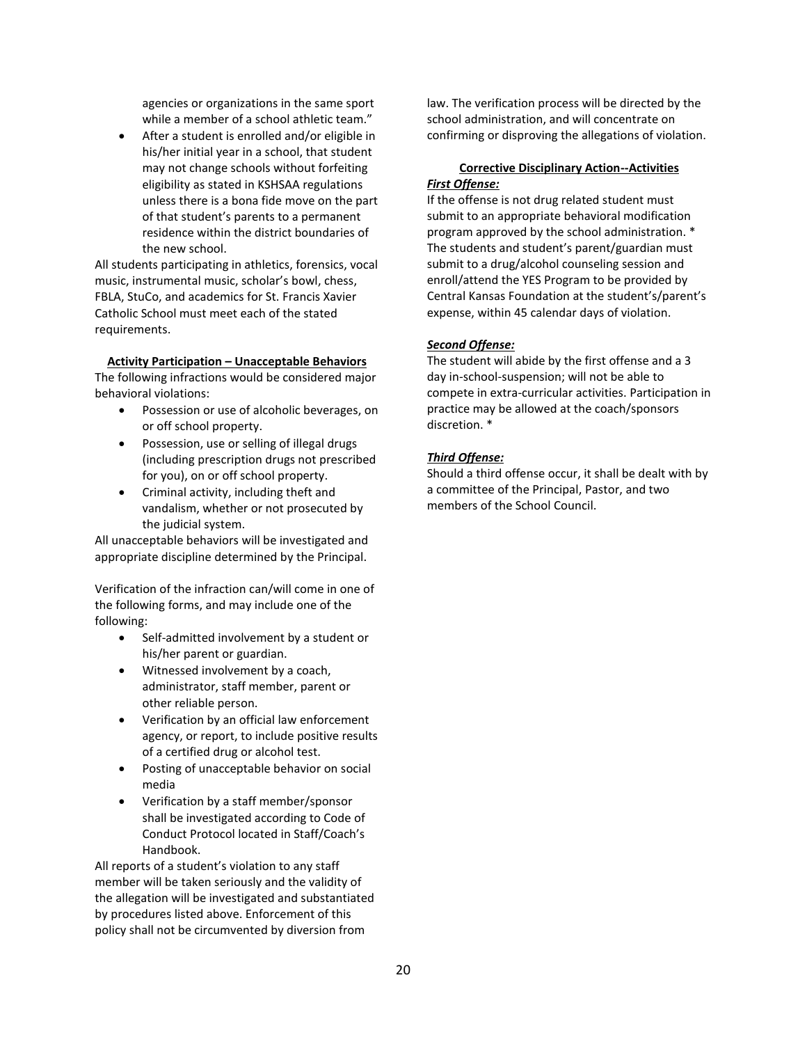agencies or organizations in the same sport while a member of a school athletic team."

- After a student is enrolled and/or eligible in his/her initial year in a school, that student may not change schools without forfeiting eligibility as stated in KSHSAA regulations unless there is a bona fide move on the part of that student's parents to a permanent residence within the district boundaries of the new school.

All students participating in athletics, forensics, vocal music, instrumental music, scholar's bowl, chess, FBLA, StuCo, and academics for St. Francis Xavier Catholic School must meet each of the stated requirements.

**Activity Participation – Unacceptable Behaviors**

The following infractions would be considered major behavioral violations:

- Possession or use of alcoholic beverages, on or off school property.
- Possession, use or selling of illegal drugs (including prescription drugs not prescribed for you), on or off school property.
- Criminal activity, including theft and vandalism, whether or not prosecuted by the judicial system.

All unacceptable behaviors will be investigated and appropriate discipline determined by the Principal.

Verification of the infraction can/will come in one of the following forms, and may include one of the following:

- Self-admitted involvement by a student or his/her parent or guardian.
- Witnessed involvement by a coach, administrator, staff member, parent or other reliable person.
- Verification by an official law enforcement agency, or report, to include positive results of a certified drug or alcohol test.
- Posting of unacceptable behavior on social media
- Verification by a staff member/sponsor shall be investigated according to Code of Conduct Protocol located in Staff/Coach's Handbook.

All reports of a student's violation to any staff member will be taken seriously and the validity of the allegation will be investigated and substantiated by procedures listed above. Enforcement of this policy shall not be circumvented by diversion from law. The verification process will be directed by the school administration, and will concentrate on confirming or disproving the allegations of violation.

**Corrective Disciplinary Action--Activities**

***First Offense:***

If the offense is not drug related student must submit to an appropriate behavioral modification program approved by the school administration. * The students and student's parent/guardian must submit to a drug/alcohol counseling session and enroll/attend the YES Program to be provided by Central Kansas Foundation at the student's/parent's expense, within 45 calendar days of violation.

***Second Offense:***

The student will abide by the first offense and a 3 day in-school-suspension; will not be able to compete in extra-curricular activities. Participation in practice may be allowed at the coach/sponsors discretion. *

***Third Offense:***

Should a third offense occur, it shall be dealt with by a committee of the Principal, Pastor, and two members of the School Council.